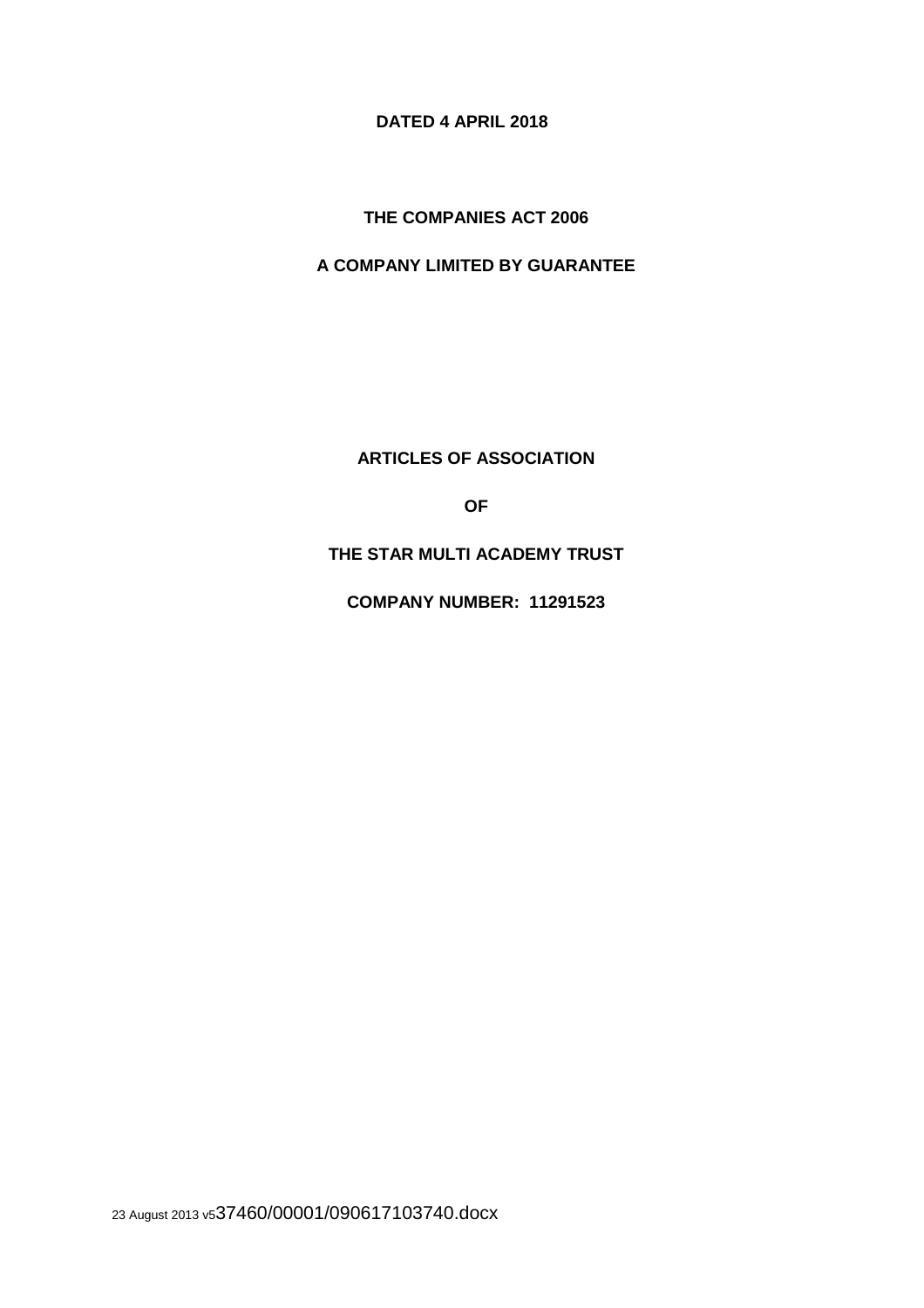**DATED 4 APRIL 2018**

**THE COMPANIES ACT 2006**

**A COMPANY LIMITED BY GUARANTEE**

# ARTICLES OF ASSOCIATION

# OF

# THE STAR MULTI ACADEMY TRUST

**COMPANY NUMBER: 11291523**

23 August 2013 v537460/00001/090617103740.docx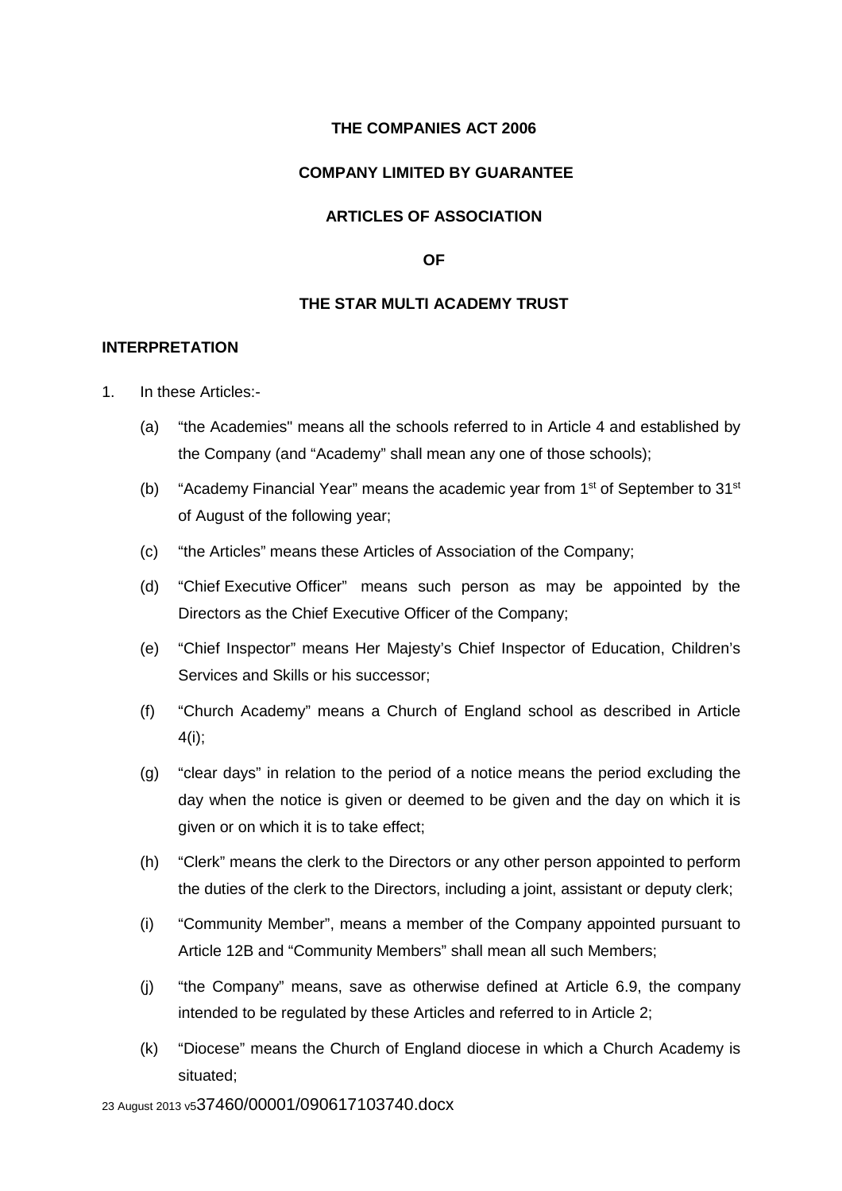**THE COMPANIES ACT 2006**

**COMPANY LIMITED BY GUARANTEE**

**ARTICLES OF ASSOCIATION**

**OF**

**THE STAR MULTI ACADEMY TRUST**

## INTERPRETATION

1. In these Articles:-

   (a) "the Academies" means all the schools referred to in Article 4 and established by the Company (and "Academy" shall mean any one of those schools);

   (b) "Academy Financial Year" means the academic year from 1st of September to 31st of August of the following year;

   (c) "the Articles" means these Articles of Association of the Company;

   (d) "Chief Executive Officer" means such person as may be appointed by the Directors as the Chief Executive Officer of the Company;

   (e) "Chief Inspector" means Her Majesty's Chief Inspector of Education, Children's Services and Skills or his successor;

   (f) "Church Academy" means a Church of England school as described in Article 4(i);

   (g) "clear days" in relation to the period of a notice means the period excluding the day when the notice is given or deemed to be given and the day on which it is given or on which it is to take effect;

   (h) "Clerk" means the clerk to the Directors or any other person appointed to perform the duties of the clerk to the Directors, including a joint, assistant or deputy clerk;

   (i) "Community Member", means a member of the Company appointed pursuant to Article 12B and "Community Members" shall mean all such Members;

   (j) "the Company" means, save as otherwise defined at Article 6.9, the company intended to be regulated by these Articles and referred to in Article 2;

   (k) "Diocese" means the Church of England diocese in which a Church Academy is situated;

23 August 2013 v537460/00001/090617103740.docx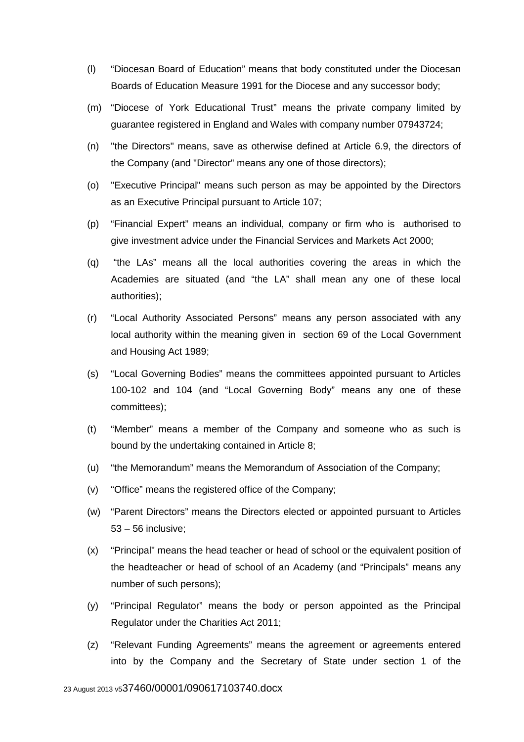(l) “Diocesan Board of Education” means that body constituted under the Diocesan Boards of Education Measure 1991 for the Diocese and any successor body;

(m) “Diocese of York Educational Trust” means the private company limited by guarantee registered in England and Wales with company number 07943724;

(n) "the Directors" means, save as otherwise defined at Article 6.9, the directors of the Company (and "Director" means any one of those directors);

(o) "Executive Principal" means such person as may be appointed by the Directors as an Executive Principal pursuant to Article 107;

(p) “Financial Expert” means an individual, company or firm who is authorised to give investment advice under the Financial Services and Markets Act 2000;

(q) “the LAs” means all the local authorities covering the areas in which the Academies are situated (and “the LA” shall mean any one of these local authorities);

(r) “Local Authority Associated Persons” means any person associated with any local authority within the meaning given in section 69 of the Local Government and Housing Act 1989;

(s) “Local Governing Bodies” means the committees appointed pursuant to Articles 100-102 and 104 (and “Local Governing Body” means any one of these committees);

(t) “Member” means a member of the Company and someone who as such is bound by the undertaking contained in Article 8;

(u) “the Memorandum” means the Memorandum of Association of the Company;

(v) “Office” means the registered office of the Company;

(w) “Parent Directors” means the Directors elected or appointed pursuant to Articles 53 – 56 inclusive;

(x) “Principal" means the head teacher or head of school or the equivalent position of the headteacher or head of school of an Academy (and “Principals” means any number of such persons);

(y) “Principal Regulator” means the body or person appointed as the Principal Regulator under the Charities Act 2011;

(z) “Relevant Funding Agreements” means the agreement or agreements entered into by the Company and the Secretary of State under section 1 of the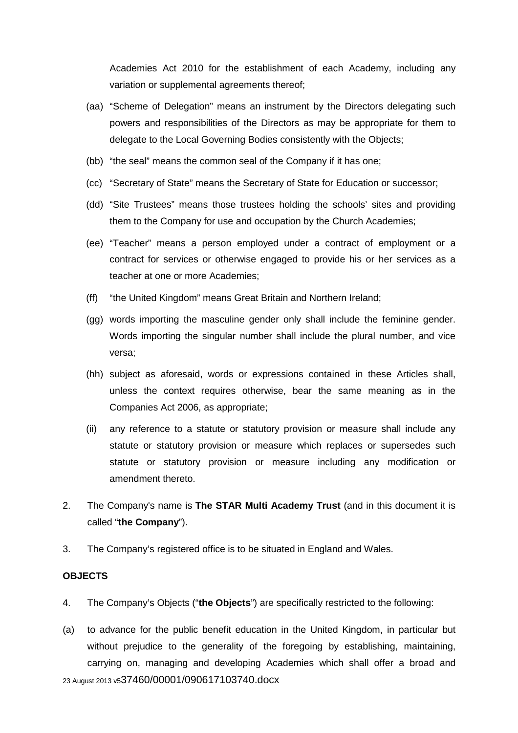Academies Act 2010 for the establishment of each Academy, including any variation or supplemental agreements thereof;

(aa) "Scheme of Delegation" means an instrument by the Directors delegating such powers and responsibilities of the Directors as may be appropriate for them to delegate to the Local Governing Bodies consistently with the Objects;

(bb) "the seal" means the common seal of the Company if it has one;

(cc) "Secretary of State" means the Secretary of State for Education or successor;

(dd) "Site Trustees" means those trustees holding the schools' sites and providing them to the Company for use and occupation by the Church Academies;

(ee) "Teacher" means a person employed under a contract of employment or a contract for services or otherwise engaged to provide his or her services as a teacher at one or more Academies;

(ff) "the United Kingdom" means Great Britain and Northern Ireland;

(gg) words importing the masculine gender only shall include the feminine gender. Words importing the singular number shall include the plural number, and vice versa;

(hh) subject as aforesaid, words or expressions contained in these Articles shall, unless the context requires otherwise, bear the same meaning as in the Companies Act 2006, as appropriate;

(ii) any reference to a statute or statutory provision or measure shall include any statute or statutory provision or measure which replaces or supersedes such statute or statutory provision or measure including any modification or amendment thereto.

2. The Company's name is **The STAR Multi Academy Trust** (and in this document it is called "**the Company**").

3. The Company's registered office is to be situated in England and Wales.

**OBJECTS**

4. The Company's Objects ("**the Objects**") are specifically restricted to the following:

(a) to advance for the public benefit education in the United Kingdom, in particular but without prejudice to the generality of the foregoing by establishing, maintaining, carrying on, managing and developing Academies which shall offer a broad and

23 August 2013 v537460/00001/090617103740.docx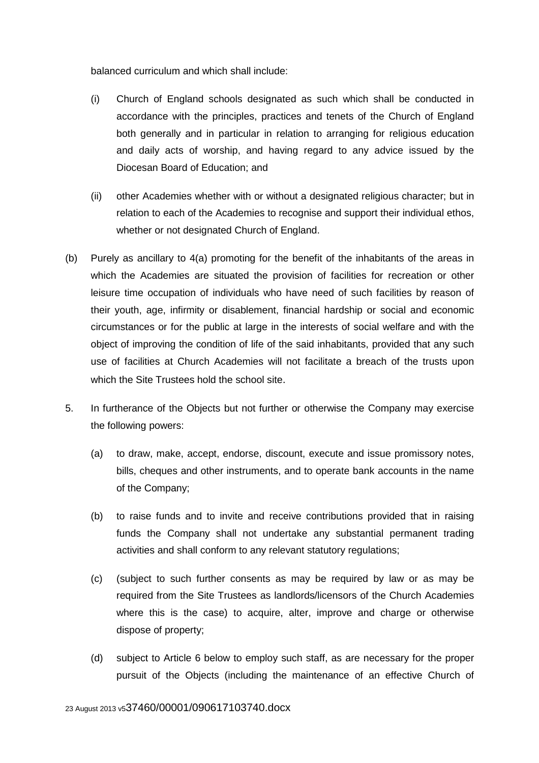balanced curriculum and which shall include:

(i) Church of England schools designated as such which shall be conducted in accordance with the principles, practices and tenets of the Church of England both generally and in particular in relation to arranging for religious education and daily acts of worship, and having regard to any advice issued by the Diocesan Board of Education; and

(ii) other Academies whether with or without a designated religious character; but in relation to each of the Academies to recognise and support their individual ethos, whether or not designated Church of England.

(b) Purely as ancillary to 4(a) promoting for the benefit of the inhabitants of the areas in which the Academies are situated the provision of facilities for recreation or other leisure time occupation of individuals who have need of such facilities by reason of their youth, age, infirmity or disablement, financial hardship or social and economic circumstances or for the public at large in the interests of social welfare and with the object of improving the condition of life of the said inhabitants, provided that any such use of facilities at Church Academies will not facilitate a breach of the trusts upon which the Site Trustees hold the school site.

5. In furtherance of the Objects but not further or otherwise the Company may exercise the following powers:

(a) to draw, make, accept, endorse, discount, execute and issue promissory notes, bills, cheques and other instruments, and to operate bank accounts in the name of the Company;

(b) to raise funds and to invite and receive contributions provided that in raising funds the Company shall not undertake any substantial permanent trading activities and shall conform to any relevant statutory regulations;

(c) (subject to such further consents as may be required by law or as may be required from the Site Trustees as landlords/licensors of the Church Academies where this is the case) to acquire, alter, improve and charge or otherwise dispose of property;

(d) subject to Article 6 below to employ such staff, as are necessary for the proper pursuit of the Objects (including the maintenance of an effective Church of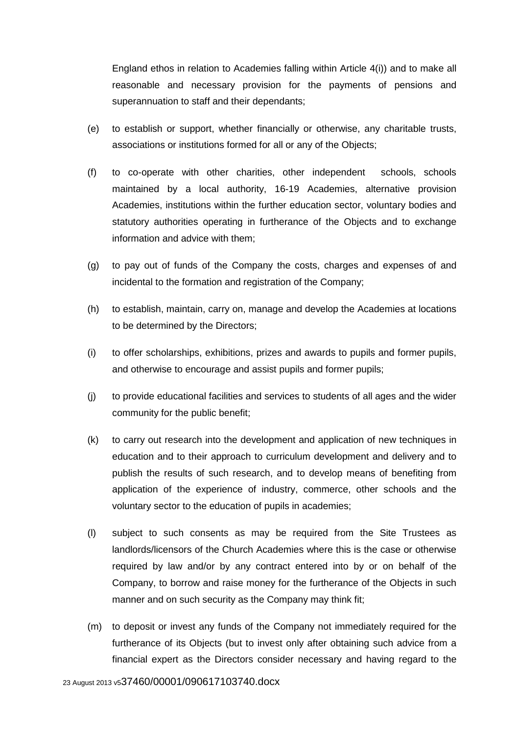England ethos in relation to Academies falling within Article 4(i)) and to make all reasonable and necessary provision for the payments of pensions and superannuation to staff and their dependants;

(e) to establish or support, whether financially or otherwise, any charitable trusts, associations or institutions formed for all or any of the Objects;

(f) to co-operate with other charities, other independent schools, schools maintained by a local authority, 16-19 Academies, alternative provision Academies, institutions within the further education sector, voluntary bodies and statutory authorities operating in furtherance of the Objects and to exchange information and advice with them;

(g) to pay out of funds of the Company the costs, charges and expenses of and incidental to the formation and registration of the Company;

(h) to establish, maintain, carry on, manage and develop the Academies at locations to be determined by the Directors;

(i) to offer scholarships, exhibitions, prizes and awards to pupils and former pupils, and otherwise to encourage and assist pupils and former pupils;

(j) to provide educational facilities and services to students of all ages and the wider community for the public benefit;

(k) to carry out research into the development and application of new techniques in education and to their approach to curriculum development and delivery and to publish the results of such research, and to develop means of benefiting from application of the experience of industry, commerce, other schools and the voluntary sector to the education of pupils in academies;

(l) subject to such consents as may be required from the Site Trustees as landlords/licensors of the Church Academies where this is the case or otherwise required by law and/or by any contract entered into by or on behalf of the Company, to borrow and raise money for the furtherance of the Objects in such manner and on such security as the Company may think fit;

(m) to deposit or invest any funds of the Company not immediately required for the furtherance of its Objects (but to invest only after obtaining such advice from a financial expert as the Directors consider necessary and having regard to the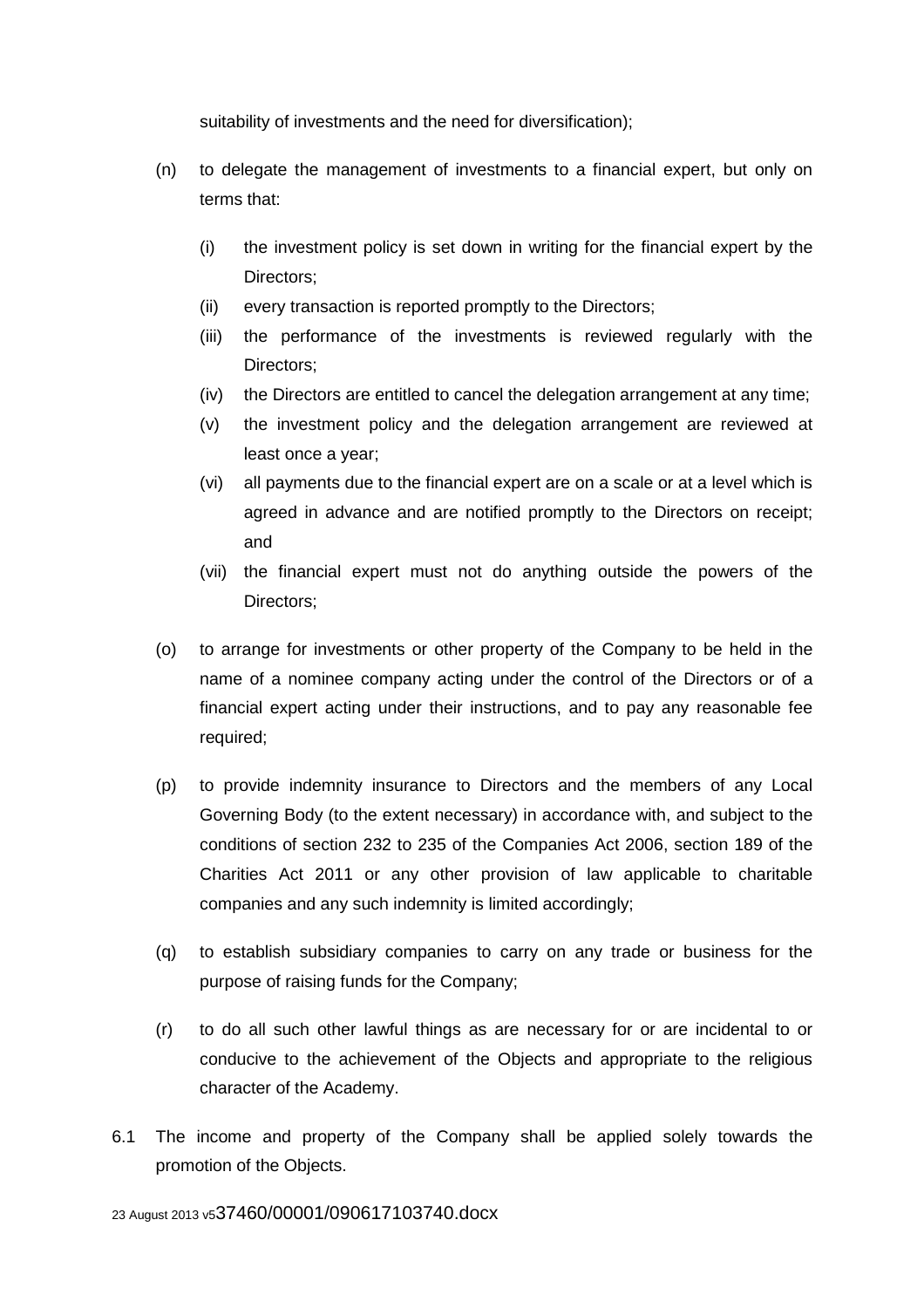suitability of investments and the need for diversification);

(n) to delegate the management of investments to a financial expert, but only on terms that:

    (i) the investment policy is set down in writing for the financial expert by the Directors;

    (ii) every transaction is reported promptly to the Directors;

    (iii) the performance of the investments is reviewed regularly with the Directors;

    (iv) the Directors are entitled to cancel the delegation arrangement at any time;

    (v) the investment policy and the delegation arrangement are reviewed at least once a year;

    (vi) all payments due to the financial expert are on a scale or at a level which is agreed in advance and are notified promptly to the Directors on receipt; and

    (vii) the financial expert must not do anything outside the powers of the Directors;

(o) to arrange for investments or other property of the Company to be held in the name of a nominee company acting under the control of the Directors or of a financial expert acting under their instructions, and to pay any reasonable fee required;

(p) to provide indemnity insurance to Directors and the members of any Local Governing Body (to the extent necessary) in accordance with, and subject to the conditions of section 232 to 235 of the Companies Act 2006, section 189 of the Charities Act 2011 or any other provision of law applicable to charitable companies and any such indemnity is limited accordingly;

(q) to establish subsidiary companies to carry on any trade or business for the purpose of raising funds for the Company;

(r) to do all such other lawful things as are necessary for or are incidental to or conducive to the achievement of the Objects and appropriate to the religious character of the Academy.

6.1 The income and property of the Company shall be applied solely towards the promotion of the Objects.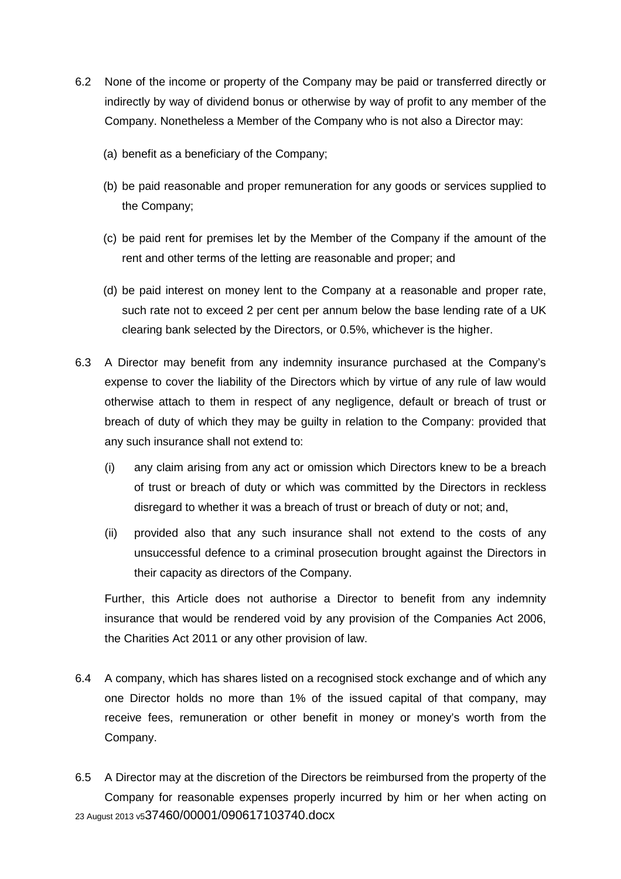6.2 None of the income or property of the Company may be paid or transferred directly or indirectly by way of dividend bonus or otherwise by way of profit to any member of the Company. Nonetheless a Member of the Company who is not also a Director may:

(a) benefit as a beneficiary of the Company;

(b) be paid reasonable and proper remuneration for any goods or services supplied to the Company;

(c) be paid rent for premises let by the Member of the Company if the amount of the rent and other terms of the letting are reasonable and proper; and

(d) be paid interest on money lent to the Company at a reasonable and proper rate, such rate not to exceed 2 per cent per annum below the base lending rate of a UK clearing bank selected by the Directors, or 0.5%, whichever is the higher.

6.3 A Director may benefit from any indemnity insurance purchased at the Company's expense to cover the liability of the Directors which by virtue of any rule of law would otherwise attach to them in respect of any negligence, default or breach of trust or breach of duty of which they may be guilty in relation to the Company: provided that any such insurance shall not extend to:

(i) any claim arising from any act or omission which Directors knew to be a breach of trust or breach of duty or which was committed by the Directors in reckless disregard to whether it was a breach of trust or breach of duty or not; and,

(ii) provided also that any such insurance shall not extend to the costs of any unsuccessful defence to a criminal prosecution brought against the Directors in their capacity as directors of the Company.

Further, this Article does not authorise a Director to benefit from any indemnity insurance that would be rendered void by any provision of the Companies Act 2006, the Charities Act 2011 or any other provision of law.

6.4 A company, which has shares listed on a recognised stock exchange and of which any one Director holds no more than 1% of the issued capital of that company, may receive fees, remuneration or other benefit in money or money's worth from the Company.

6.5 A Director may at the discretion of the Directors be reimbursed from the property of the Company for reasonable expenses properly incurred by him or her when acting on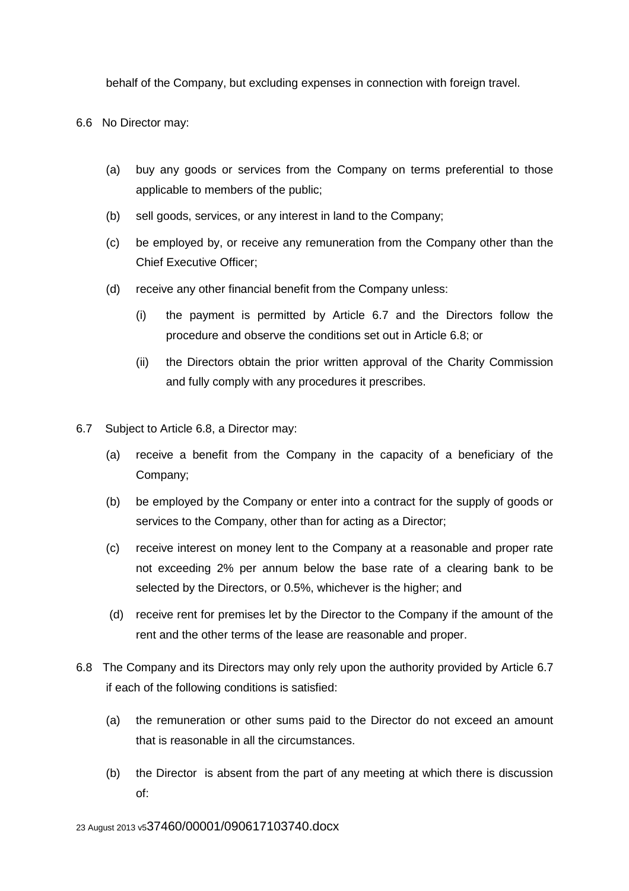behalf of the Company, but excluding expenses in connection with foreign travel.

6.6 No Director may:

(a) buy any goods or services from the Company on terms preferential to those applicable to members of the public;

(b) sell goods, services, or any interest in land to the Company;

(c) be employed by, or receive any remuneration from the Company other than the Chief Executive Officer;

(d) receive any other financial benefit from the Company unless:

(i) the payment is permitted by Article 6.7 and the Directors follow the procedure and observe the conditions set out in Article 6.8; or

(ii) the Directors obtain the prior written approval of the Charity Commission and fully comply with any procedures it prescribes.

6.7 Subject to Article 6.8, a Director may:

(a) receive a benefit from the Company in the capacity of a beneficiary of the Company;

(b) be employed by the Company or enter into a contract for the supply of goods or services to the Company, other than for acting as a Director;

(c) receive interest on money lent to the Company at a reasonable and proper rate not exceeding 2% per annum below the base rate of a clearing bank to be selected by the Directors, or 0.5%, whichever is the higher; and

(d) receive rent for premises let by the Director to the Company if the amount of the rent and the other terms of the lease are reasonable and proper.

6.8 The Company and its Directors may only rely upon the authority provided by Article 6.7 if each of the following conditions is satisfied:

(a) the remuneration or other sums paid to the Director do not exceed an amount that is reasonable in all the circumstances.

(b) the Director is absent from the part of any meeting at which there is discussion of: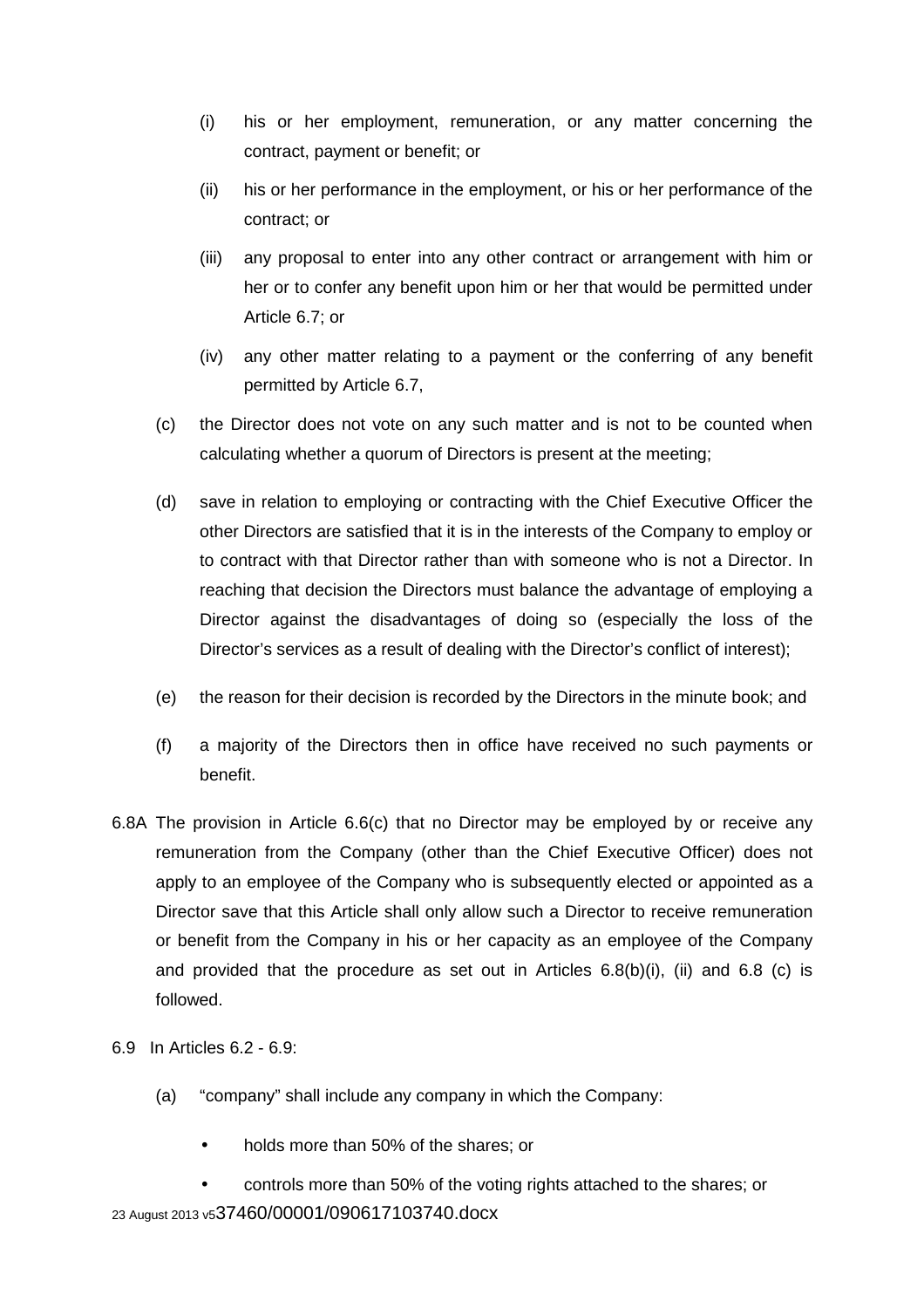(i) his or her employment, remuneration, or any matter concerning the contract, payment or benefit; or

(ii) his or her performance in the employment, or his or her performance of the contract; or

(iii) any proposal to enter into any other contract or arrangement with him or her or to confer any benefit upon him or her that would be permitted under Article 6.7; or

(iv) any other matter relating to a payment or the conferring of any benefit permitted by Article 6.7,

(c) the Director does not vote on any such matter and is not to be counted when calculating whether a quorum of Directors is present at the meeting;

(d) save in relation to employing or contracting with the Chief Executive Officer the other Directors are satisfied that it is in the interests of the Company to employ or to contract with that Director rather than with someone who is not a Director. In reaching that decision the Directors must balance the advantage of employing a Director against the disadvantages of doing so (especially the loss of the Director's services as a result of dealing with the Director's conflict of interest);

(e) the reason for their decision is recorded by the Directors in the minute book; and

(f) a majority of the Directors then in office have received no such payments or benefit.

6.8A The provision in Article 6.6(c) that no Director may be employed by or receive any remuneration from the Company (other than the Chief Executive Officer) does not apply to an employee of the Company who is subsequently elected or appointed as a Director save that this Article shall only allow such a Director to receive remuneration or benefit from the Company in his or her capacity as an employee of the Company and provided that the procedure as set out in Articles 6.8(b)(i), (ii) and 6.8 (c) is followed.

6.9 In Articles 6.2 - 6.9:

(a) "company" shall include any company in which the Company:

- holds more than 50% of the shares; or
- controls more than 50% of the voting rights attached to the shares; or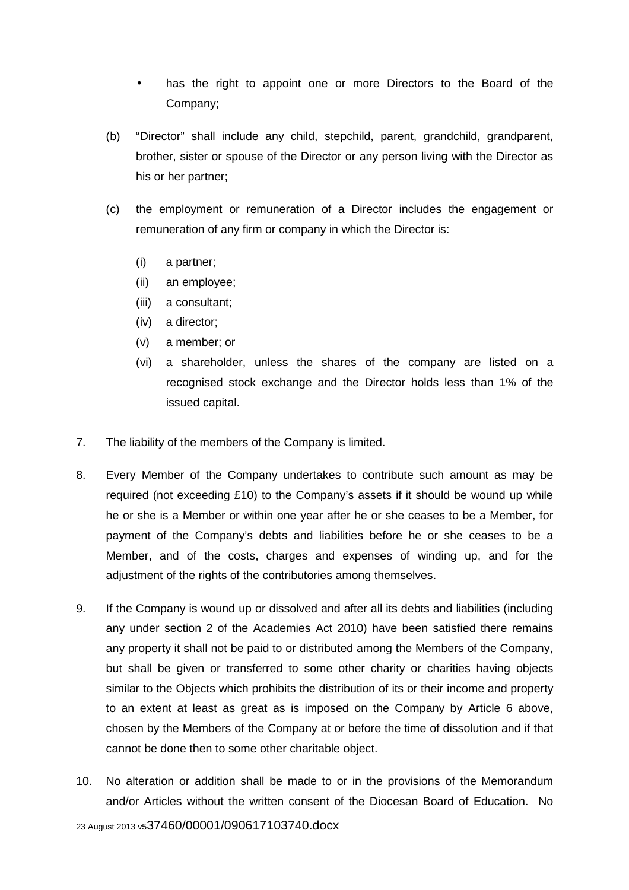- has the right to appoint one or more Directors to the Board of the Company;

(b) "Director" shall include any child, stepchild, parent, grandchild, grandparent, brother, sister or spouse of the Director or any person living with the Director as his or her partner;

(c) the employment or remuneration of a Director includes the engagement or remuneration of any firm or company in which the Director is:

(i) a partner;
(ii) an employee;
(iii) a consultant;
(iv) a director;
(v) a member; or
(vi) a shareholder, unless the shares of the company are listed on a recognised stock exchange and the Director holds less than 1% of the issued capital.

7. The liability of the members of the Company is limited.

8. Every Member of the Company undertakes to contribute such amount as may be required (not exceeding £10) to the Company's assets if it should be wound up while he or she is a Member or within one year after he or she ceases to be a Member, for payment of the Company's debts and liabilities before he or she ceases to be a Member, and of the costs, charges and expenses of winding up, and for the adjustment of the rights of the contributories among themselves.

9. If the Company is wound up or dissolved and after all its debts and liabilities (including any under section 2 of the Academies Act 2010) have been satisfied there remains any property it shall not be paid to or distributed among the Members of the Company, but shall be given or transferred to some other charity or charities having objects similar to the Objects which prohibits the distribution of its or their income and property to an extent at least as great as is imposed on the Company by Article 6 above, chosen by the Members of the Company at or before the time of dissolution and if that cannot be done then to some other charitable object.

10. No alteration or addition shall be made to or in the provisions of the Memorandum and/or Articles without the written consent of the Diocesan Board of Education. No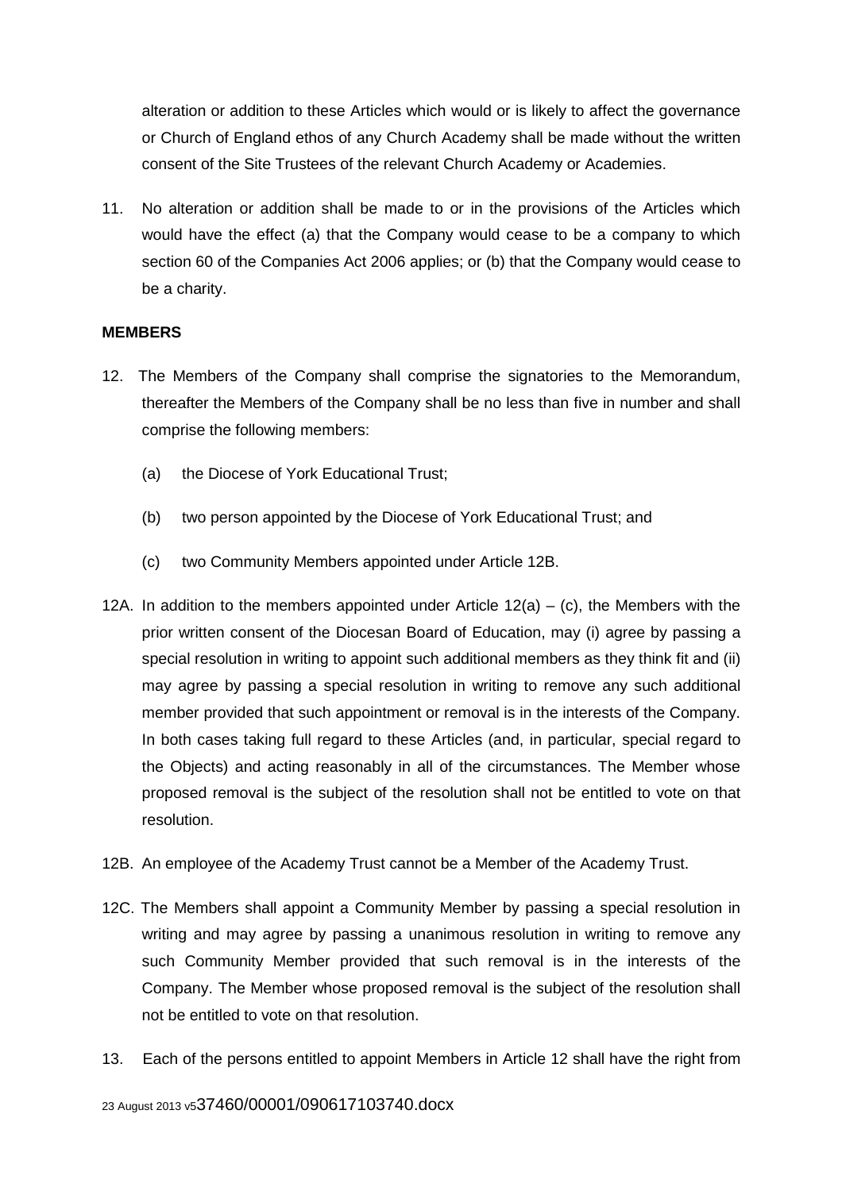alteration or addition to these Articles which would or is likely to affect the governance or Church of England ethos of any Church Academy shall be made without the written consent of the Site Trustees of the relevant Church Academy or Academies.

11. No alteration or addition shall be made to or in the provisions of the Articles which would have the effect (a) that the Company would cease to be a company to which section 60 of the Companies Act 2006 applies; or (b) that the Company would cease to be a charity.

**MEMBERS**

12. The Members of the Company shall comprise the signatories to the Memorandum, thereafter the Members of the Company shall be no less than five in number and shall comprise the following members:

    (a) the Diocese of York Educational Trust;

    (b) two person appointed by the Diocese of York Educational Trust; and

    (c) two Community Members appointed under Article 12B.

12A. In addition to the members appointed under Article 12(a) – (c), the Members with the prior written consent of the Diocesan Board of Education, may (i) agree by passing a special resolution in writing to appoint such additional members as they think fit and (ii) may agree by passing a special resolution in writing to remove any such additional member provided that such appointment or removal is in the interests of the Company. In both cases taking full regard to these Articles (and, in particular, special regard to the Objects) and acting reasonably in all of the circumstances. The Member whose proposed removal is the subject of the resolution shall not be entitled to vote on that resolution.

12B. An employee of the Academy Trust cannot be a Member of the Academy Trust.

12C. The Members shall appoint a Community Member by passing a special resolution in writing and may agree by passing a unanimous resolution in writing to remove any such Community Member provided that such removal is in the interests of the Company. The Member whose proposed removal is the subject of the resolution shall not be entitled to vote on that resolution.

13. Each of the persons entitled to appoint Members in Article 12 shall have the right from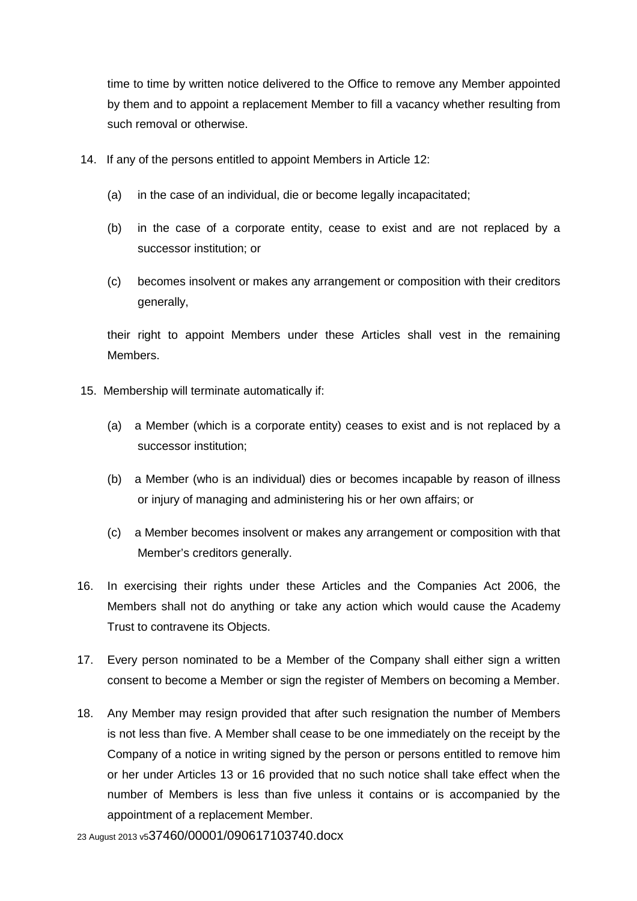time to time by written notice delivered to the Office to remove any Member appointed by them and to appoint a replacement Member to fill a vacancy whether resulting from such removal or otherwise.

14. If any of the persons entitled to appoint Members in Article 12:

    (a) in the case of an individual, die or become legally incapacitated;

    (b) in the case of a corporate entity, cease to exist and are not replaced by a successor institution; or

    (c) becomes insolvent or makes any arrangement or composition with their creditors generally,

    their right to appoint Members under these Articles shall vest in the remaining Members.

15. Membership will terminate automatically if:

    (a) a Member (which is a corporate entity) ceases to exist and is not replaced by a successor institution;

    (b) a Member (who is an individual) dies or becomes incapable by reason of illness or injury of managing and administering his or her own affairs; or

    (c) a Member becomes insolvent or makes any arrangement or composition with that Member's creditors generally.

16. In exercising their rights under these Articles and the Companies Act 2006, the Members shall not do anything or take any action which would cause the Academy Trust to contravene its Objects.

17. Every person nominated to be a Member of the Company shall either sign a written consent to become a Member or sign the register of Members on becoming a Member.

18. Any Member may resign provided that after such resignation the number of Members is not less than five. A Member shall cease to be one immediately on the receipt by the Company of a notice in writing signed by the person or persons entitled to remove him or her under Articles 13 or 16 provided that no such notice shall take effect when the number of Members is less than five unless it contains or is accompanied by the appointment of a replacement Member.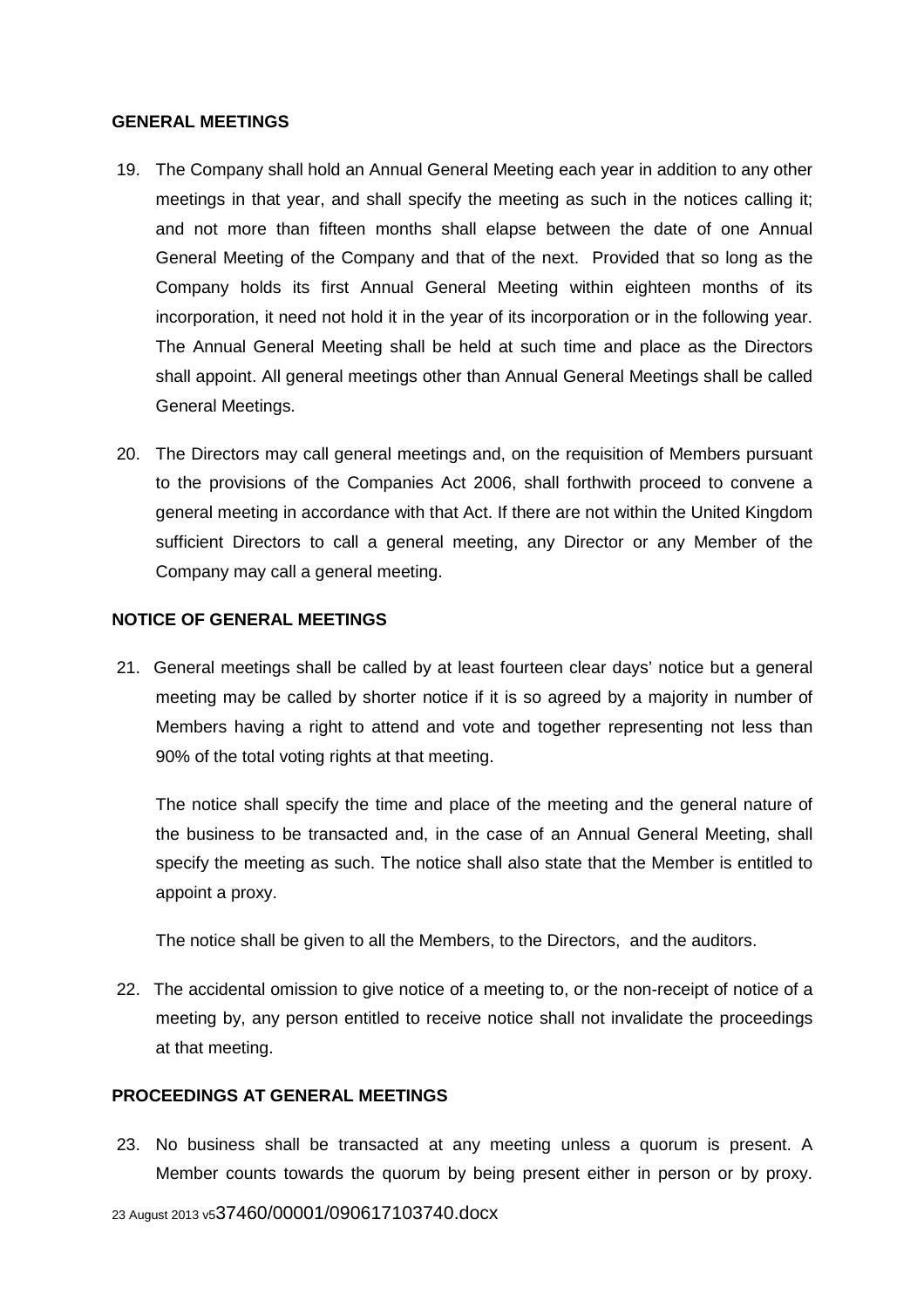## GENERAL MEETINGS

19. The Company shall hold an Annual General Meeting each year in addition to any other meetings in that year, and shall specify the meeting as such in the notices calling it; and not more than fifteen months shall elapse between the date of one Annual General Meeting of the Company and that of the next. Provided that so long as the Company holds its first Annual General Meeting within eighteen months of its incorporation, it need not hold it in the year of its incorporation or in the following year. The Annual General Meeting shall be held at such time and place as the Directors shall appoint. All general meetings other than Annual General Meetings shall be called General Meetings.

20. The Directors may call general meetings and, on the requisition of Members pursuant to the provisions of the Companies Act 2006, shall forthwith proceed to convene a general meeting in accordance with that Act. If there are not within the United Kingdom sufficient Directors to call a general meeting, any Director or any Member of the Company may call a general meeting.

## NOTICE OF GENERAL MEETINGS

21. General meetings shall be called by at least fourteen clear days' notice but a general meeting may be called by shorter notice if it is so agreed by a majority in number of Members having a right to attend and vote and together representing not less than 90% of the total voting rights at that meeting.

    The notice shall specify the time and place of the meeting and the general nature of the business to be transacted and, in the case of an Annual General Meeting, shall specify the meeting as such. The notice shall also state that the Member is entitled to appoint a proxy.

    The notice shall be given to all the Members, to the Directors, and the auditors.

22. The accidental omission to give notice of a meeting to, or the non-receipt of notice of a meeting by, any person entitled to receive notice shall not invalidate the proceedings at that meeting.

## PROCEEDINGS AT GENERAL MEETINGS

23. No business shall be transacted at any meeting unless a quorum is present. A Member counts towards the quorum by being present either in person or by proxy.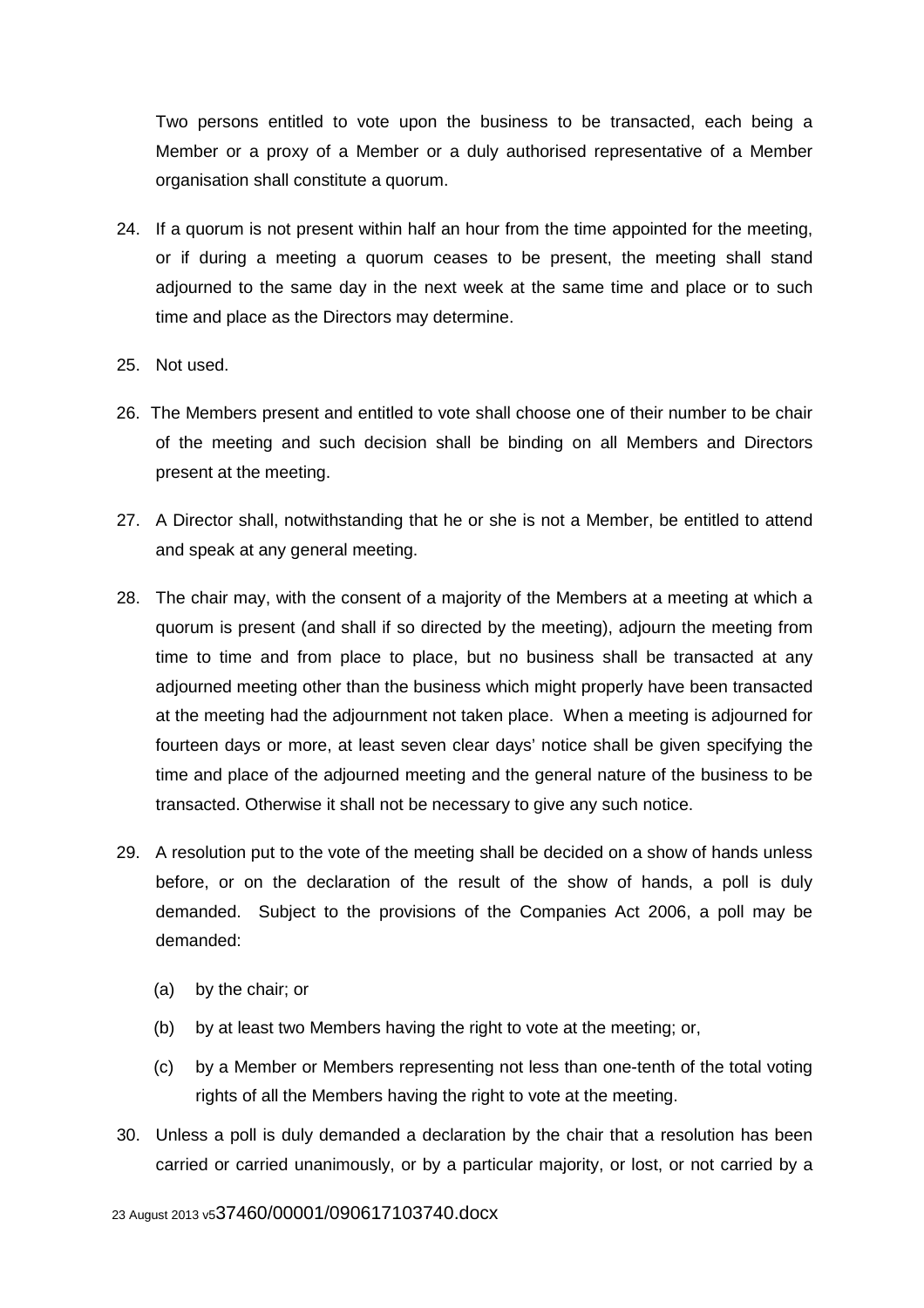Two persons entitled to vote upon the business to be transacted, each being a Member or a proxy of a Member or a duly authorised representative of a Member organisation shall constitute a quorum.

24. If a quorum is not present within half an hour from the time appointed for the meeting, or if during a meeting a quorum ceases to be present, the meeting shall stand adjourned to the same day in the next week at the same time and place or to such time and place as the Directors may determine.

25. Not used.

26. The Members present and entitled to vote shall choose one of their number to be chair of the meeting and such decision shall be binding on all Members and Directors present at the meeting.

27. A Director shall, notwithstanding that he or she is not a Member, be entitled to attend and speak at any general meeting.

28. The chair may, with the consent of a majority of the Members at a meeting at which a quorum is present (and shall if so directed by the meeting), adjourn the meeting from time to time and from place to place, but no business shall be transacted at any adjourned meeting other than the business which might properly have been transacted at the meeting had the adjournment not taken place. When a meeting is adjourned for fourteen days or more, at least seven clear days' notice shall be given specifying the time and place of the adjourned meeting and the general nature of the business to be transacted. Otherwise it shall not be necessary to give any such notice.

29. A resolution put to the vote of the meeting shall be decided on a show of hands unless before, or on the declaration of the result of the show of hands, a poll is duly demanded. Subject to the provisions of the Companies Act 2006, a poll may be demanded:

    (a) by the chair; or

    (b) by at least two Members having the right to vote at the meeting; or,

    (c) by a Member or Members representing not less than one-tenth of the total voting rights of all the Members having the right to vote at the meeting.

30. Unless a poll is duly demanded a declaration by the chair that a resolution has been carried or carried unanimously, or by a particular majority, or lost, or not carried by a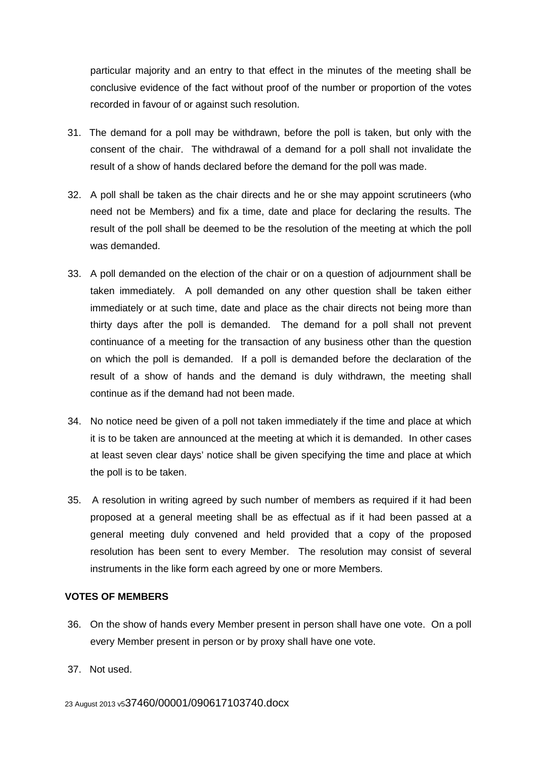particular majority and an entry to that effect in the minutes of the meeting shall be conclusive evidence of the fact without proof of the number or proportion of the votes recorded in favour of or against such resolution.

31. The demand for a poll may be withdrawn, before the poll is taken, but only with the consent of the chair. The withdrawal of a demand for a poll shall not invalidate the result of a show of hands declared before the demand for the poll was made.

32. A poll shall be taken as the chair directs and he or she may appoint scrutineers (who need not be Members) and fix a time, date and place for declaring the results. The result of the poll shall be deemed to be the resolution of the meeting at which the poll was demanded.

33. A poll demanded on the election of the chair or on a question of adjournment shall be taken immediately. A poll demanded on any other question shall be taken either immediately or at such time, date and place as the chair directs not being more than thirty days after the poll is demanded. The demand for a poll shall not prevent continuance of a meeting for the transaction of any business other than the question on which the poll is demanded. If a poll is demanded before the declaration of the result of a show of hands and the demand is duly withdrawn, the meeting shall continue as if the demand had not been made.

34. No notice need be given of a poll not taken immediately if the time and place at which it is to be taken are announced at the meeting at which it is demanded. In other cases at least seven clear days' notice shall be given specifying the time and place at which the poll is to be taken.

35. A resolution in writing agreed by such number of members as required if it had been proposed at a general meeting shall be as effectual as if it had been passed at a general meeting duly convened and held provided that a copy of the proposed resolution has been sent to every Member. The resolution may consist of several instruments in the like form each agreed by one or more Members.

**VOTES OF MEMBERS**

36. On the show of hands every Member present in person shall have one vote. On a poll every Member present in person or by proxy shall have one vote.

37. Not used.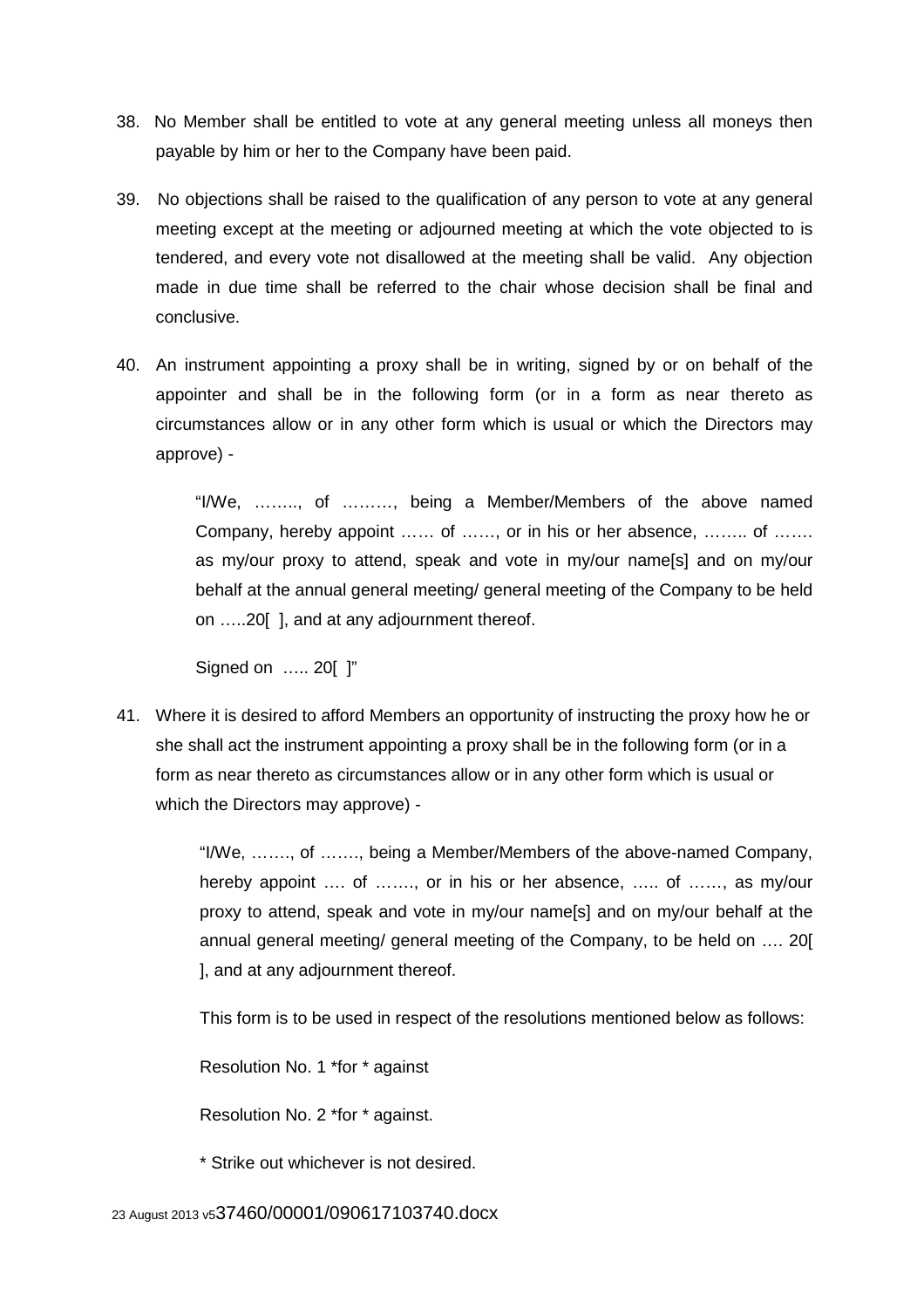38. No Member shall be entitled to vote at any general meeting unless all moneys then payable by him or her to the Company have been paid.

39. No objections shall be raised to the qualification of any person to vote at any general meeting except at the meeting or adjourned meeting at which the vote objected to is tendered, and every vote not disallowed at the meeting shall be valid. Any objection made in due time shall be referred to the chair whose decision shall be final and conclusive.

40. An instrument appointing a proxy shall be in writing, signed by or on behalf of the appointer and shall be in the following form (or in a form as near thereto as circumstances allow or in any other form which is usual or which the Directors may approve) -

> "I/We, …….., of ………, being a Member/Members of the above named Company, hereby appoint …… of ……, or in his or her absence, …….. of ……. as my/our proxy to attend, speak and vote in my/our name[s] and on my/our behalf at the annual general meeting/ general meeting of the Company to be held on …..20[ ], and at any adjournment thereof.
>
> Signed on ….. 20[ ]"

41. Where it is desired to afford Members an opportunity of instructing the proxy how he or she shall act the instrument appointing a proxy shall be in the following form (or in a form as near thereto as circumstances allow or in any other form which is usual or which the Directors may approve) -

> "I/We, ……., of ……., being a Member/Members of the above-named Company, hereby appoint …. of ……., or in his or her absence, ….. of ……, as my/our proxy to attend, speak and vote in my/our name[s] and on my/our behalf at the annual general meeting/ general meeting of the Company, to be held on …. 20[ ], and at any adjournment thereof.
>
> This form is to be used in respect of the resolutions mentioned below as follows:
>
> Resolution No. 1 *for * against
>
> Resolution No. 2 *for * against.
>
> * Strike out whichever is not desired.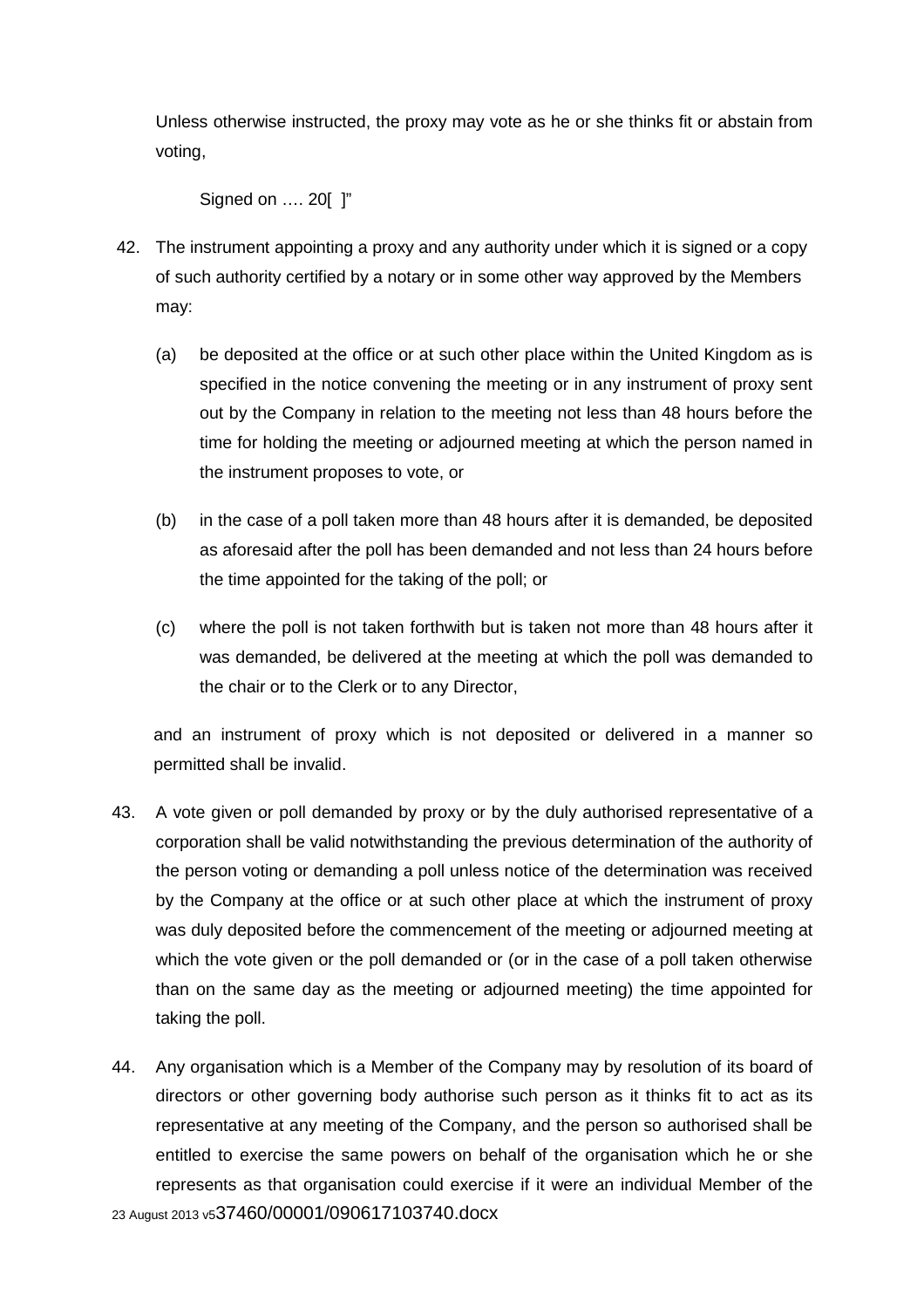Unless otherwise instructed, the proxy may vote as he or she thinks fit or abstain from voting,

Signed on …. 20[ ]"

42. The instrument appointing a proxy and any authority under which it is signed or a copy of such authority certified by a notary or in some other way approved by the Members may:

    (a) be deposited at the office or at such other place within the United Kingdom as is specified in the notice convening the meeting or in any instrument of proxy sent out by the Company in relation to the meeting not less than 48 hours before the time for holding the meeting or adjourned meeting at which the person named in the instrument proposes to vote, or

    (b) in the case of a poll taken more than 48 hours after it is demanded, be deposited as aforesaid after the poll has been demanded and not less than 24 hours before the time appointed for the taking of the poll; or

    (c) where the poll is not taken forthwith but is taken not more than 48 hours after it was demanded, be delivered at the meeting at which the poll was demanded to the chair or to the Clerk or to any Director,

    and an instrument of proxy which is not deposited or delivered in a manner so permitted shall be invalid.

43. A vote given or poll demanded by proxy or by the duly authorised representative of a corporation shall be valid notwithstanding the previous determination of the authority of the person voting or demanding a poll unless notice of the determination was received by the Company at the office or at such other place at which the instrument of proxy was duly deposited before the commencement of the meeting or adjourned meeting at which the vote given or the poll demanded or (or in the case of a poll taken otherwise than on the same day as the meeting or adjourned meeting) the time appointed for taking the poll.

44. Any organisation which is a Member of the Company may by resolution of its board of directors or other governing body authorise such person as it thinks fit to act as its representative at any meeting of the Company, and the person so authorised shall be entitled to exercise the same powers on behalf of the organisation which he or she represents as that organisation could exercise if it were an individual Member of the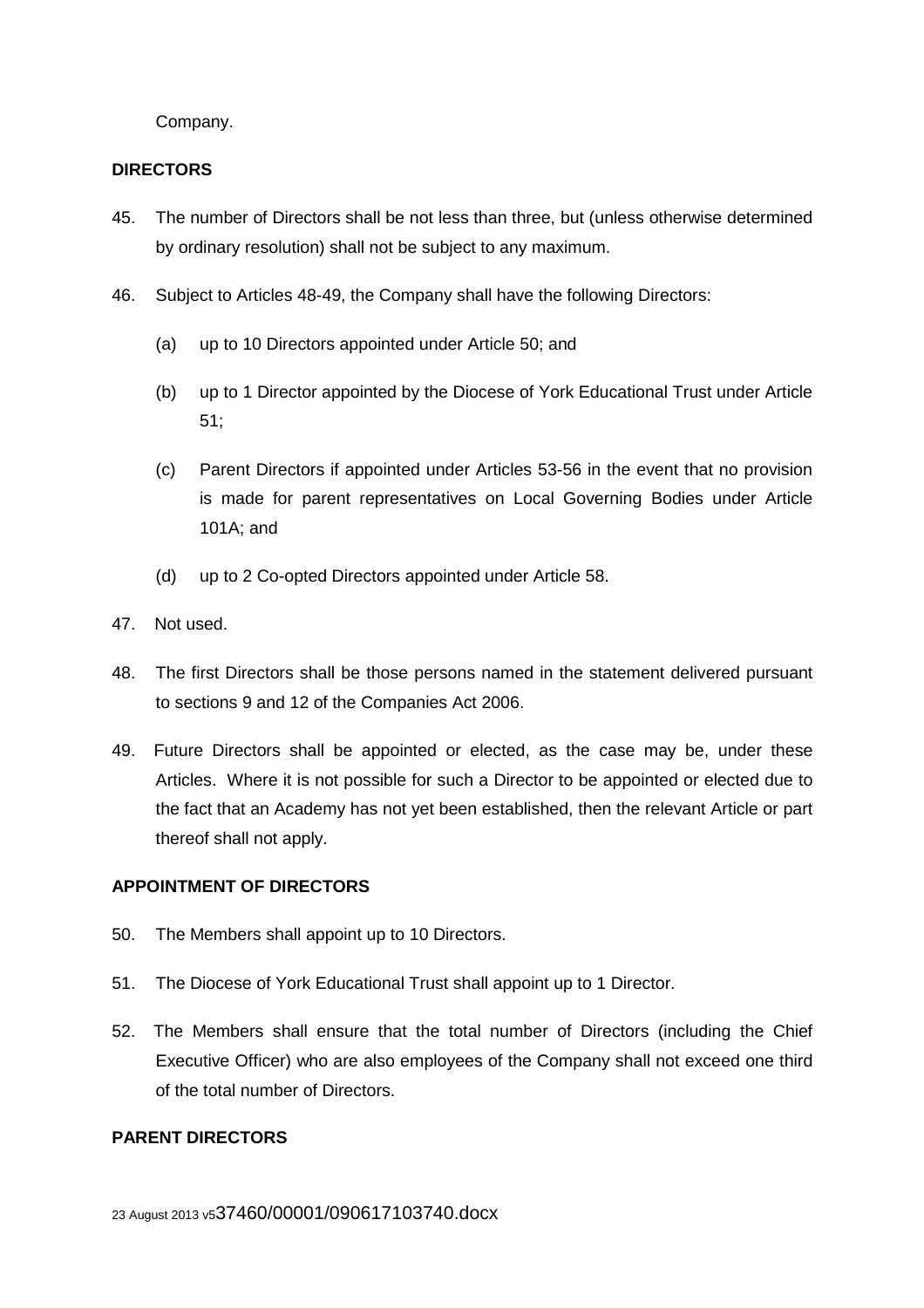Company.

**DIRECTORS**

45. The number of Directors shall be not less than three, but (unless otherwise determined by ordinary resolution) shall not be subject to any maximum.

46. Subject to Articles 48-49, the Company shall have the following Directors:

    (a) up to 10 Directors appointed under Article 50; and

    (b) up to 1 Director appointed by the Diocese of York Educational Trust under Article 51;

    (c) Parent Directors if appointed under Articles 53-56 in the event that no provision is made for parent representatives on Local Governing Bodies under Article 101A; and

    (d) up to 2 Co-opted Directors appointed under Article 58.

47. Not used.

48. The first Directors shall be those persons named in the statement delivered pursuant to sections 9 and 12 of the Companies Act 2006.

49. Future Directors shall be appointed or elected, as the case may be, under these Articles. Where it is not possible for such a Director to be appointed or elected due to the fact that an Academy has not yet been established, then the relevant Article or part thereof shall not apply.

**APPOINTMENT OF DIRECTORS**

50. The Members shall appoint up to 10 Directors.

51. The Diocese of York Educational Trust shall appoint up to 1 Director.

52. The Members shall ensure that the total number of Directors (including the Chief Executive Officer) who are also employees of the Company shall not exceed one third of the total number of Directors.

**PARENT DIRECTORS**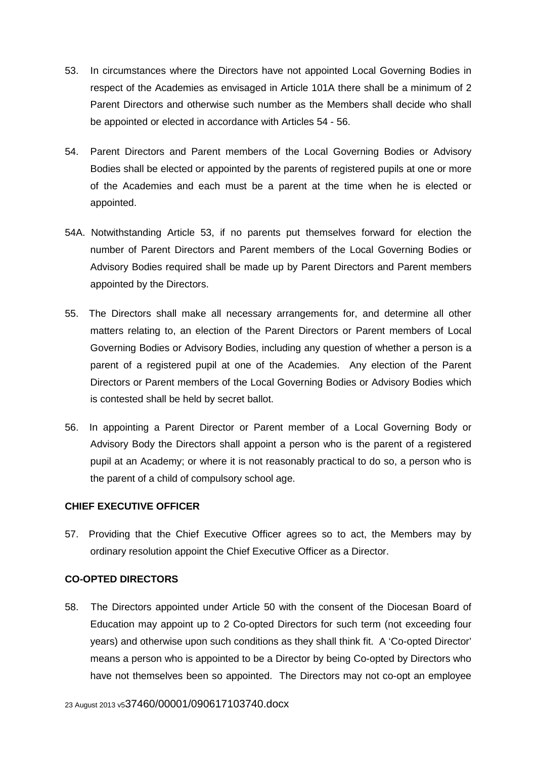53. In circumstances where the Directors have not appointed Local Governing Bodies in respect of the Academies as envisaged in Article 101A there shall be a minimum of 2 Parent Directors and otherwise such number as the Members shall decide who shall be appointed or elected in accordance with Articles 54 - 56.

54. Parent Directors and Parent members of the Local Governing Bodies or Advisory Bodies shall be elected or appointed by the parents of registered pupils at one or more of the Academies and each must be a parent at the time when he is elected or appointed.

54A. Notwithstanding Article 53, if no parents put themselves forward for election the number of Parent Directors and Parent members of the Local Governing Bodies or Advisory Bodies required shall be made up by Parent Directors and Parent members appointed by the Directors.

55. The Directors shall make all necessary arrangements for, and determine all other matters relating to, an election of the Parent Directors or Parent members of Local Governing Bodies or Advisory Bodies, including any question of whether a person is a parent of a registered pupil at one of the Academies. Any election of the Parent Directors or Parent members of the Local Governing Bodies or Advisory Bodies which is contested shall be held by secret ballot.

56. In appointing a Parent Director or Parent member of a Local Governing Body or Advisory Body the Directors shall appoint a person who is the parent of a registered pupil at an Academy; or where it is not reasonably practical to do so, a person who is the parent of a child of compulsory school age.

**CHIEF EXECUTIVE OFFICER**

57. Providing that the Chief Executive Officer agrees so to act, the Members may by ordinary resolution appoint the Chief Executive Officer as a Director.

**CO-OPTED DIRECTORS**

58. The Directors appointed under Article 50 with the consent of the Diocesan Board of Education may appoint up to 2 Co-opted Directors for such term (not exceeding four years) and otherwise upon such conditions as they shall think fit. A 'Co-opted Director' means a person who is appointed to be a Director by being Co-opted by Directors who have not themselves been so appointed. The Directors may not co-opt an employee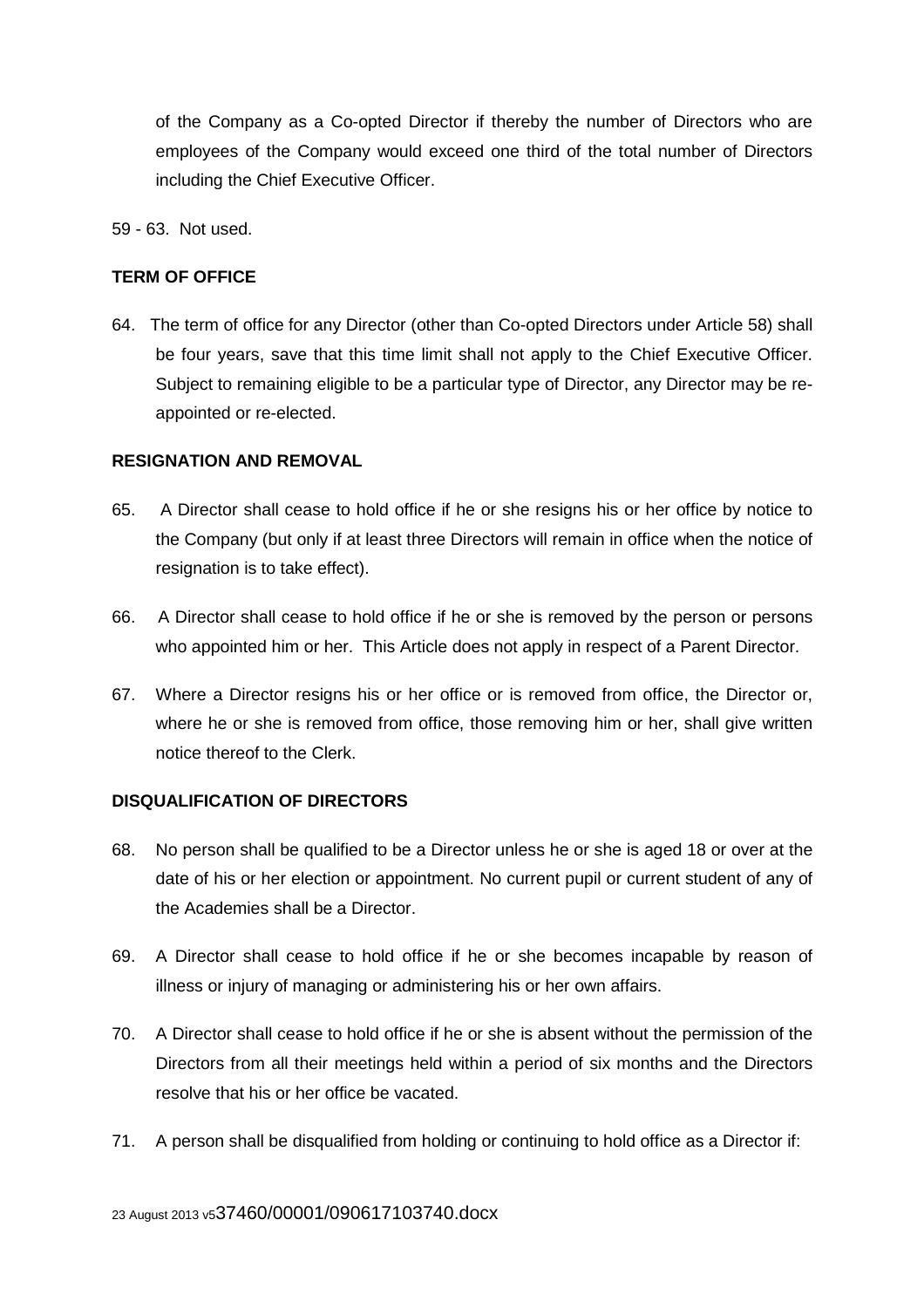of the Company as a Co-opted Director if thereby the number of Directors who are employees of the Company would exceed one third of the total number of Directors including the Chief Executive Officer.

59 - 63. Not used.

**TERM OF OFFICE**

64. The term of office for any Director (other than Co-opted Directors under Article 58) shall be four years, save that this time limit shall not apply to the Chief Executive Officer. Subject to remaining eligible to be a particular type of Director, any Director may be re-appointed or re-elected.

**RESIGNATION AND REMOVAL**

65. A Director shall cease to hold office if he or she resigns his or her office by notice to the Company (but only if at least three Directors will remain in office when the notice of resignation is to take effect).

66. A Director shall cease to hold office if he or she is removed by the person or persons who appointed him or her. This Article does not apply in respect of a Parent Director.

67. Where a Director resigns his or her office or is removed from office, the Director or, where he or she is removed from office, those removing him or her, shall give written notice thereof to the Clerk.

**DISQUALIFICATION OF DIRECTORS**

68. No person shall be qualified to be a Director unless he or she is aged 18 or over at the date of his or her election or appointment. No current pupil or current student of any of the Academies shall be a Director.

69. A Director shall cease to hold office if he or she becomes incapable by reason of illness or injury of managing or administering his or her own affairs.

70. A Director shall cease to hold office if he or she is absent without the permission of the Directors from all their meetings held within a period of six months and the Directors resolve that his or her office be vacated.

71. A person shall be disqualified from holding or continuing to hold office as a Director if: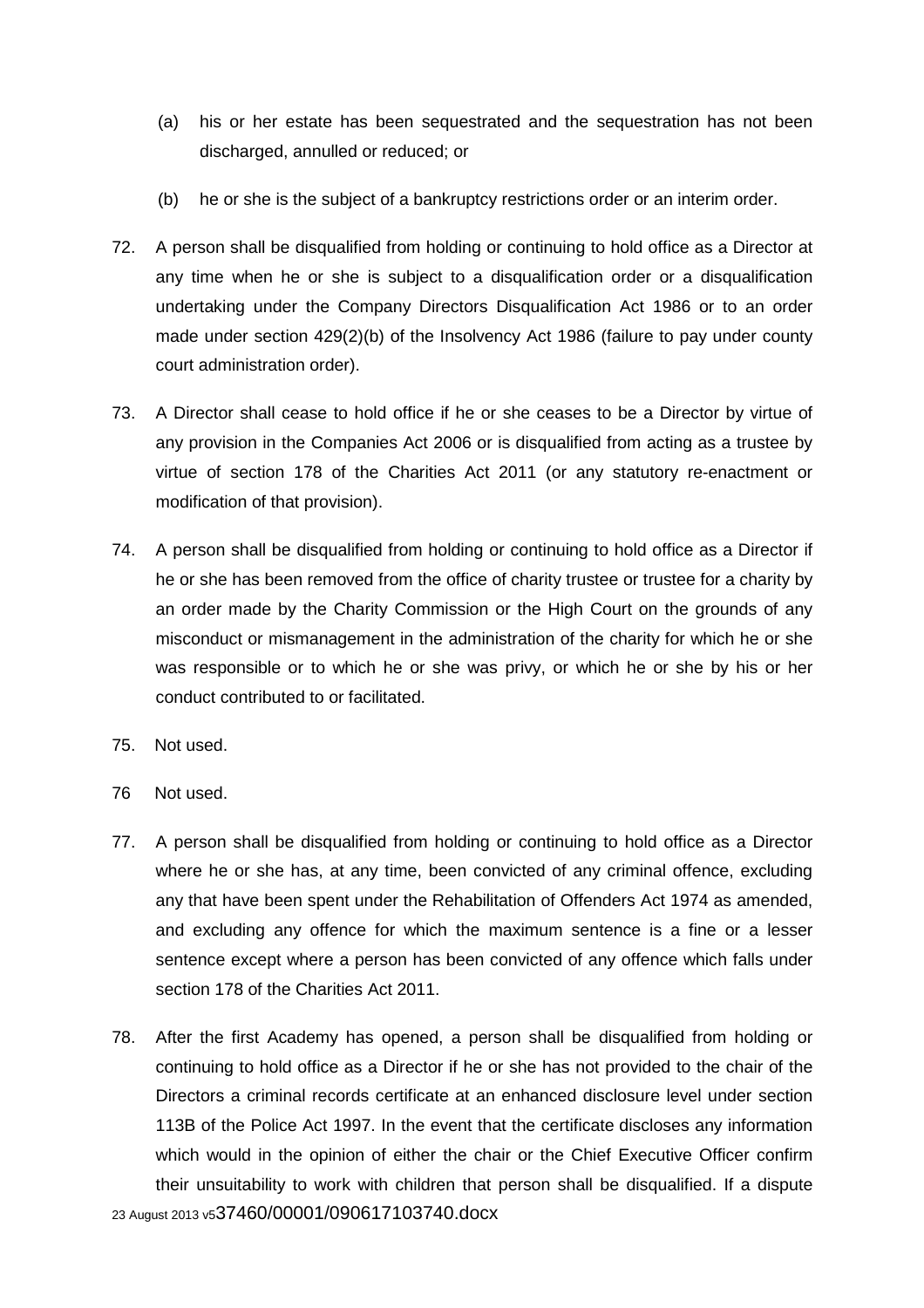(a) his or her estate has been sequestrated and the sequestration has not been discharged, annulled or reduced; or

(b) he or she is the subject of a bankruptcy restrictions order or an interim order.

72. A person shall be disqualified from holding or continuing to hold office as a Director at any time when he or she is subject to a disqualification order or a disqualification undertaking under the Company Directors Disqualification Act 1986 or to an order made under section 429(2)(b) of the Insolvency Act 1986 (failure to pay under county court administration order).

73. A Director shall cease to hold office if he or she ceases to be a Director by virtue of any provision in the Companies Act 2006 or is disqualified from acting as a trustee by virtue of section 178 of the Charities Act 2011 (or any statutory re-enactment or modification of that provision).

74. A person shall be disqualified from holding or continuing to hold office as a Director if he or she has been removed from the office of charity trustee or trustee for a charity by an order made by the Charity Commission or the High Court on the grounds of any misconduct or mismanagement in the administration of the charity for which he or she was responsible or to which he or she was privy, or which he or she by his or her conduct contributed to or facilitated.

75. Not used.

76 Not used.

77. A person shall be disqualified from holding or continuing to hold office as a Director where he or she has, at any time, been convicted of any criminal offence, excluding any that have been spent under the Rehabilitation of Offenders Act 1974 as amended, and excluding any offence for which the maximum sentence is a fine or a lesser sentence except where a person has been convicted of any offence which falls under section 178 of the Charities Act 2011.

78. After the first Academy has opened, a person shall be disqualified from holding or continuing to hold office as a Director if he or she has not provided to the chair of the Directors a criminal records certificate at an enhanced disclosure level under section 113B of the Police Act 1997. In the event that the certificate discloses any information which would in the opinion of either the chair or the Chief Executive Officer confirm their unsuitability to work with children that person shall be disqualified. If a dispute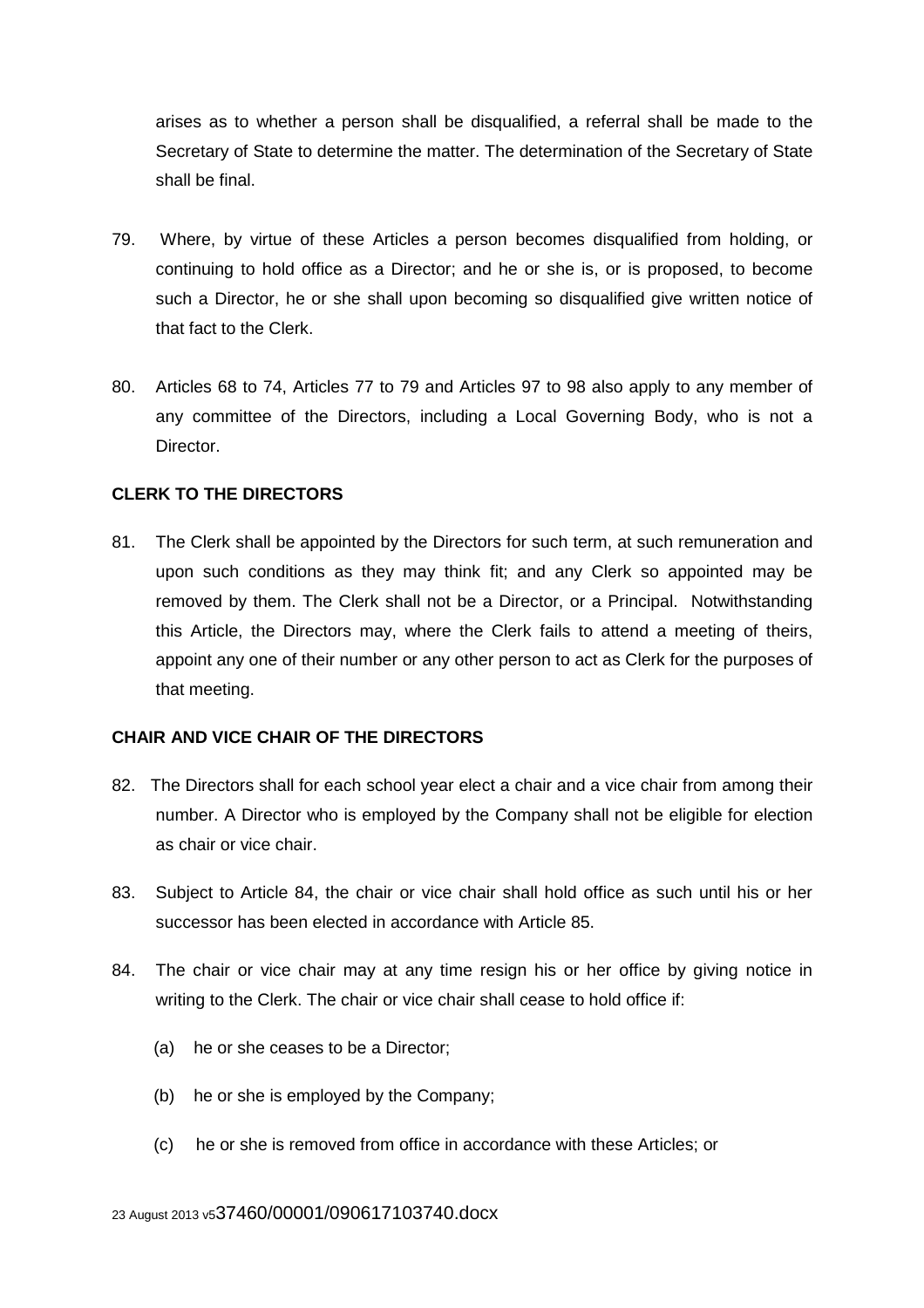arises as to whether a person shall be disqualified, a referral shall be made to the Secretary of State to determine the matter. The determination of the Secretary of State shall be final.

79. Where, by virtue of these Articles a person becomes disqualified from holding, or continuing to hold office as a Director; and he or she is, or is proposed, to become such a Director, he or she shall upon becoming so disqualified give written notice of that fact to the Clerk.

80. Articles 68 to 74, Articles 77 to 79 and Articles 97 to 98 also apply to any member of any committee of the Directors, including a Local Governing Body, who is not a Director.

**CLERK TO THE DIRECTORS**

81. The Clerk shall be appointed by the Directors for such term, at such remuneration and upon such conditions as they may think fit; and any Clerk so appointed may be removed by them. The Clerk shall not be a Director, or a Principal. Notwithstanding this Article, the Directors may, where the Clerk fails to attend a meeting of theirs, appoint any one of their number or any other person to act as Clerk for the purposes of that meeting.

**CHAIR AND VICE CHAIR OF THE DIRECTORS**

82. The Directors shall for each school year elect a chair and a vice chair from among their number. A Director who is employed by the Company shall not be eligible for election as chair or vice chair.

83. Subject to Article 84, the chair or vice chair shall hold office as such until his or her successor has been elected in accordance with Article 85.

84. The chair or vice chair may at any time resign his or her office by giving notice in writing to the Clerk. The chair or vice chair shall cease to hold office if:

    (a) he or she ceases to be a Director;

    (b) he or she is employed by the Company;

    (c) he or she is removed from office in accordance with these Articles; or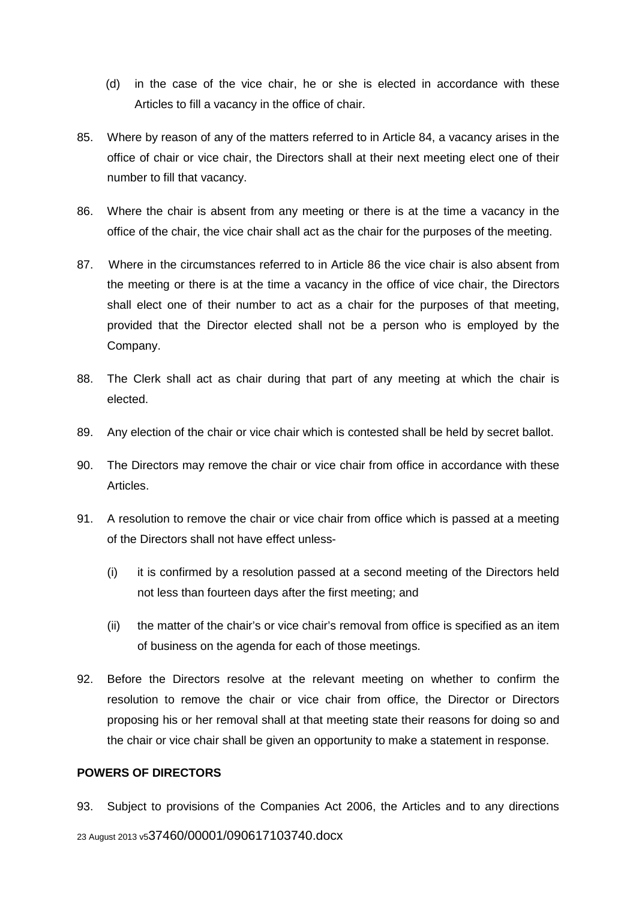(d) in the case of the vice chair, he or she is elected in accordance with these Articles to fill a vacancy in the office of chair.

85. Where by reason of any of the matters referred to in Article 84, a vacancy arises in the office of chair or vice chair, the Directors shall at their next meeting elect one of their number to fill that vacancy.

86. Where the chair is absent from any meeting or there is at the time a vacancy in the office of the chair, the vice chair shall act as the chair for the purposes of the meeting.

87. Where in the circumstances referred to in Article 86 the vice chair is also absent from the meeting or there is at the time a vacancy in the office of vice chair, the Directors shall elect one of their number to act as a chair for the purposes of that meeting, provided that the Director elected shall not be a person who is employed by the Company.

88. The Clerk shall act as chair during that part of any meeting at which the chair is elected.

89. Any election of the chair or vice chair which is contested shall be held by secret ballot.

90. The Directors may remove the chair or vice chair from office in accordance with these Articles.

91. A resolution to remove the chair or vice chair from office which is passed at a meeting of the Directors shall not have effect unless-

    (i) it is confirmed by a resolution passed at a second meeting of the Directors held not less than fourteen days after the first meeting; and

    (ii) the matter of the chair's or vice chair's removal from office is specified as an item of business on the agenda for each of those meetings.

92. Before the Directors resolve at the relevant meeting on whether to confirm the resolution to remove the chair or vice chair from office, the Director or Directors proposing his or her removal shall at that meeting state their reasons for doing so and the chair or vice chair shall be given an opportunity to make a statement in response.

**POWERS OF DIRECTORS**

93. Subject to provisions of the Companies Act 2006, the Articles and to any directions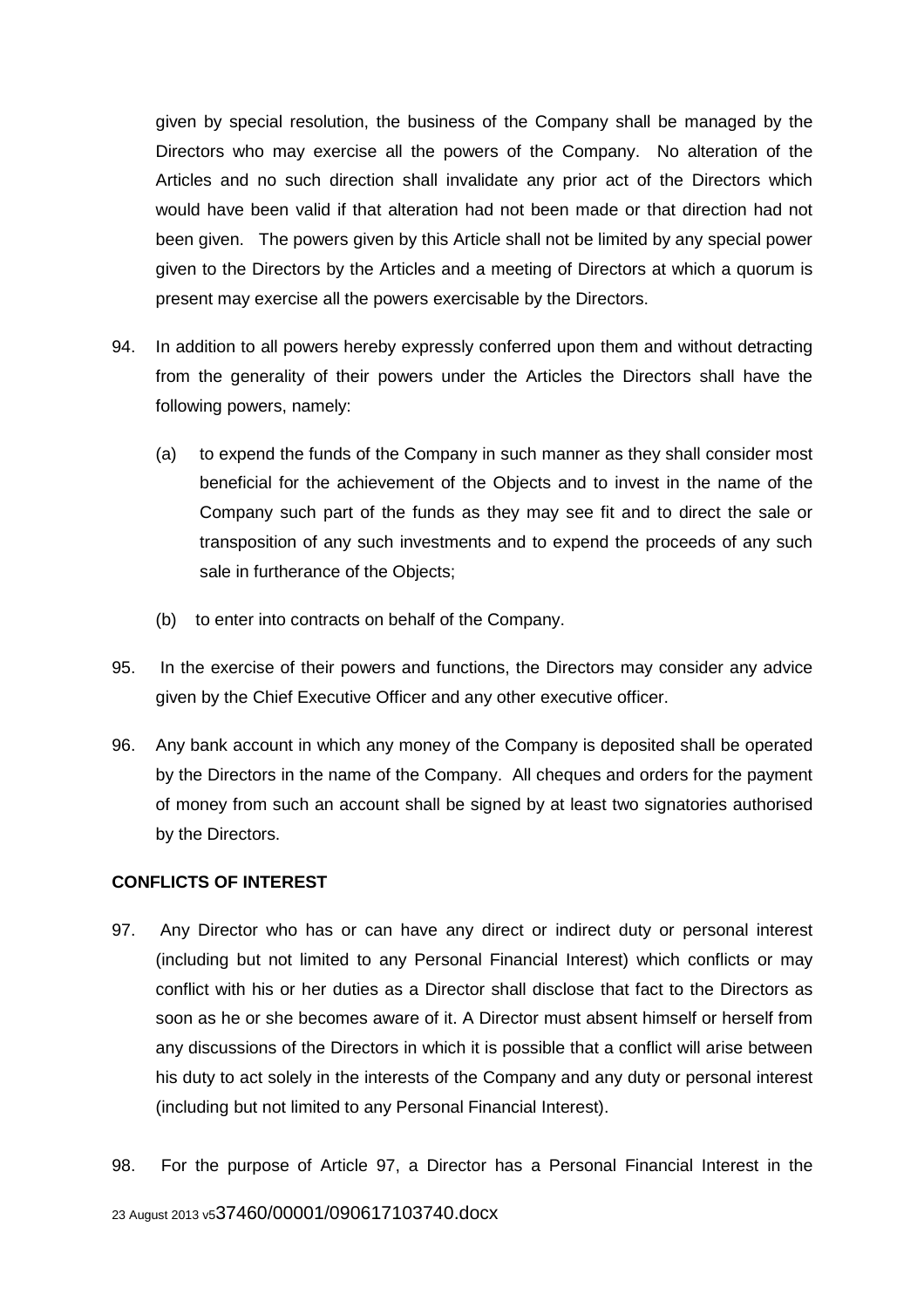given by special resolution, the business of the Company shall be managed by the Directors who may exercise all the powers of the Company. No alteration of the Articles and no such direction shall invalidate any prior act of the Directors which would have been valid if that alteration had not been made or that direction had not been given. The powers given by this Article shall not be limited by any special power given to the Directors by the Articles and a meeting of Directors at which a quorum is present may exercise all the powers exercisable by the Directors.

94. In addition to all powers hereby expressly conferred upon them and without detracting from the generality of their powers under the Articles the Directors shall have the following powers, namely:

    (a) to expend the funds of the Company in such manner as they shall consider most beneficial for the achievement of the Objects and to invest in the name of the Company such part of the funds as they may see fit and to direct the sale or transposition of any such investments and to expend the proceeds of any such sale in furtherance of the Objects;

    (b) to enter into contracts on behalf of the Company.

95. In the exercise of their powers and functions, the Directors may consider any advice given by the Chief Executive Officer and any other executive officer.

96. Any bank account in which any money of the Company is deposited shall be operated by the Directors in the name of the Company. All cheques and orders for the payment of money from such an account shall be signed by at least two signatories authorised by the Directors.

**CONFLICTS OF INTEREST**

97. Any Director who has or can have any direct or indirect duty or personal interest (including but not limited to any Personal Financial Interest) which conflicts or may conflict with his or her duties as a Director shall disclose that fact to the Directors as soon as he or she becomes aware of it. A Director must absent himself or herself from any discussions of the Directors in which it is possible that a conflict will arise between his duty to act solely in the interests of the Company and any duty or personal interest (including but not limited to any Personal Financial Interest).

98. For the purpose of Article 97, a Director has a Personal Financial Interest in the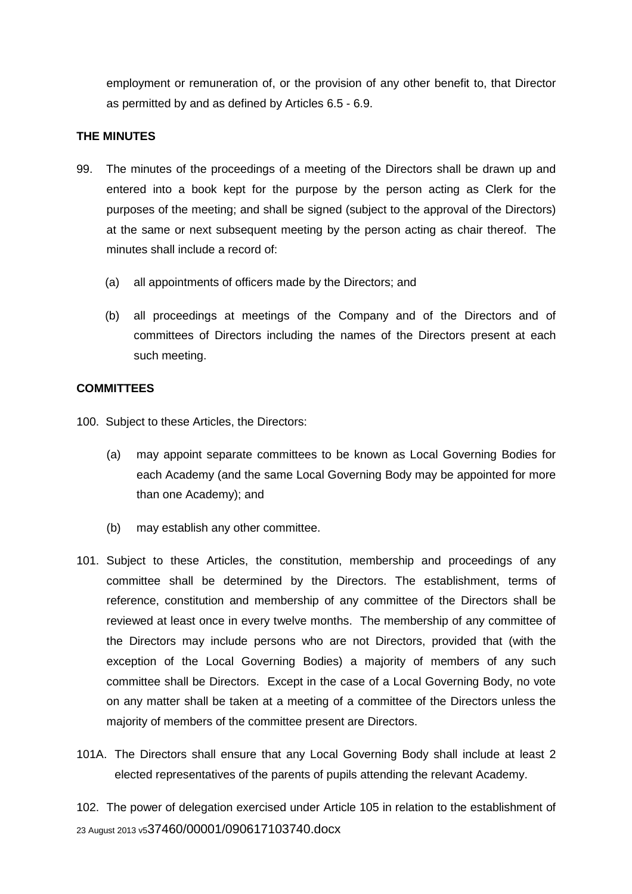employment or remuneration of, or the provision of any other benefit to, that Director as permitted by and as defined by Articles 6.5 - 6.9.

**THE MINUTES**

99. The minutes of the proceedings of a meeting of the Directors shall be drawn up and entered into a book kept for the purpose by the person acting as Clerk for the purposes of the meeting; and shall be signed (subject to the approval of the Directors) at the same or next subsequent meeting by the person acting as chair thereof. The minutes shall include a record of:

 (a) all appointments of officers made by the Directors; and

 (b) all proceedings at meetings of the Company and of the Directors and of committees of Directors including the names of the Directors present at each such meeting.

**COMMITTEES**

100. Subject to these Articles, the Directors:

 (a) may appoint separate committees to be known as Local Governing Bodies for each Academy (and the same Local Governing Body may be appointed for more than one Academy); and

 (b) may establish any other committee.

101. Subject to these Articles, the constitution, membership and proceedings of any committee shall be determined by the Directors. The establishment, terms of reference, constitution and membership of any committee of the Directors shall be reviewed at least once in every twelve months. The membership of any committee of the Directors may include persons who are not Directors, provided that (with the exception of the Local Governing Bodies) a majority of members of any such committee shall be Directors. Except in the case of a Local Governing Body, no vote on any matter shall be taken at a meeting of a committee of the Directors unless the majority of members of the committee present are Directors.

101A. The Directors shall ensure that any Local Governing Body shall include at least 2 elected representatives of the parents of pupils attending the relevant Academy.

102. The power of delegation exercised under Article 105 in relation to the establishment of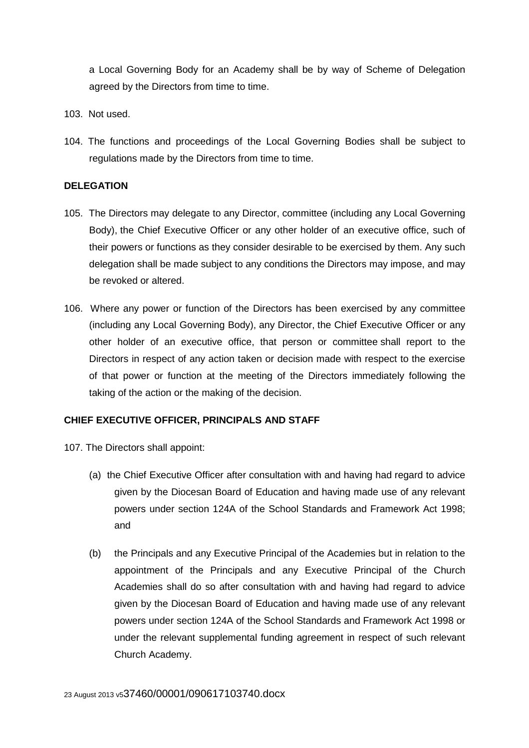a Local Governing Body for an Academy shall be by way of Scheme of Delegation agreed by the Directors from time to time.

103. Not used.

104. The functions and proceedings of the Local Governing Bodies shall be subject to regulations made by the Directors from time to time.

**DELEGATION**

105. The Directors may delegate to any Director, committee (including any Local Governing Body), the Chief Executive Officer or any other holder of an executive office, such of their powers or functions as they consider desirable to be exercised by them. Any such delegation shall be made subject to any conditions the Directors may impose, and may be revoked or altered.

106. Where any power or function of the Directors has been exercised by any committee (including any Local Governing Body), any Director, the Chief Executive Officer or any other holder of an executive office, that person or committee shall report to the Directors in respect of any action taken or decision made with respect to the exercise of that power or function at the meeting of the Directors immediately following the taking of the action or the making of the decision.

**CHIEF EXECUTIVE OFFICER, PRINCIPALS AND STAFF**

107. The Directors shall appoint:

(a) the Chief Executive Officer after consultation with and having had regard to advice given by the Diocesan Board of Education and having made use of any relevant powers under section 124A of the School Standards and Framework Act 1998; and

(b) the Principals and any Executive Principal of the Academies but in relation to the appointment of the Principals and any Executive Principal of the Church Academies shall do so after consultation with and having had regard to advice given by the Diocesan Board of Education and having made use of any relevant powers under section 124A of the School Standards and Framework Act 1998 or under the relevant supplemental funding agreement in respect of such relevant Church Academy.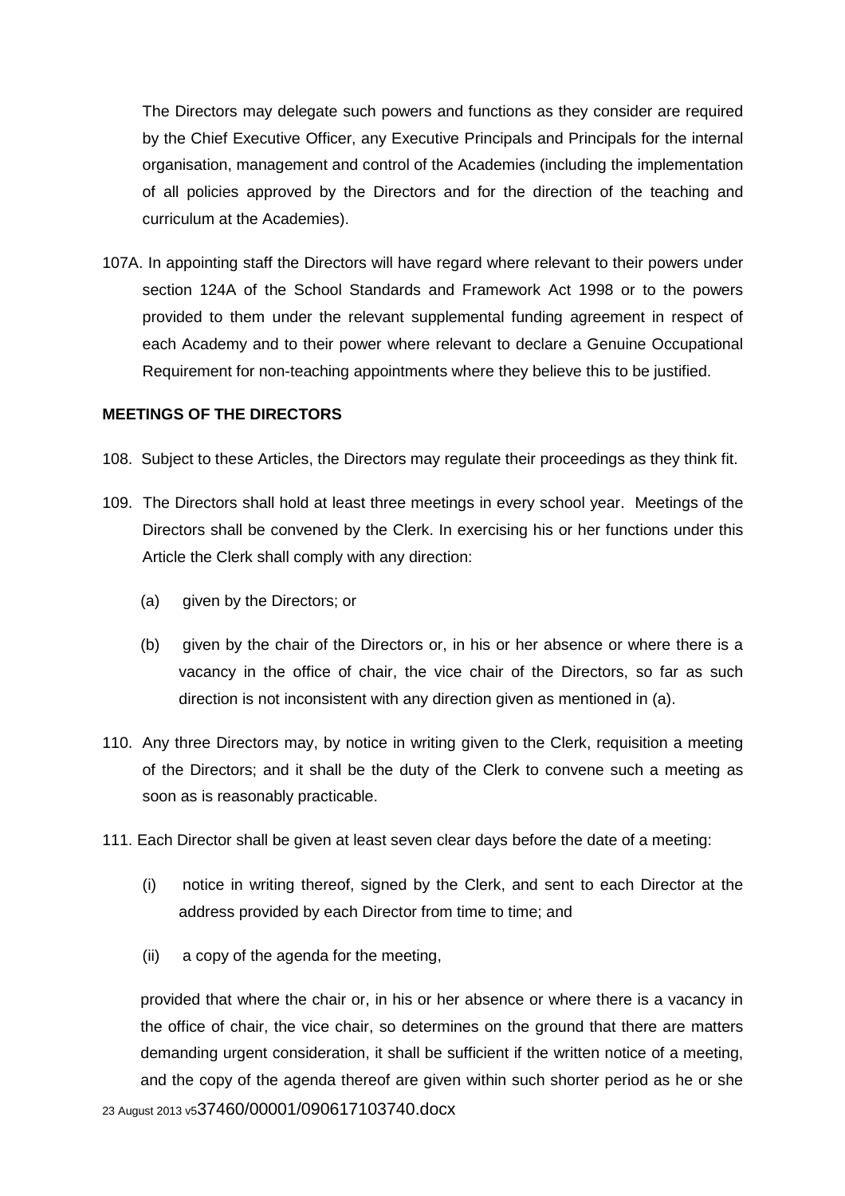The Directors may delegate such powers and functions as they consider are required by the Chief Executive Officer, any Executive Principals and Principals for the internal organisation, management and control of the Academies (including the implementation of all policies approved by the Directors and for the direction of the teaching and curriculum at the Academies).

107A. In appointing staff the Directors will have regard where relevant to their powers under section 124A of the School Standards and Framework Act 1998 or to the powers provided to them under the relevant supplemental funding agreement in respect of each Academy and to their power where relevant to declare a Genuine Occupational Requirement for non-teaching appointments where they believe this to be justified.

**MEETINGS OF THE DIRECTORS**

108. Subject to these Articles, the Directors may regulate their proceedings as they think fit.

109. The Directors shall hold at least three meetings in every school year. Meetings of the Directors shall be convened by the Clerk. In exercising his or her functions under this Article the Clerk shall comply with any direction:

   (a) given by the Directors; or

   (b) given by the chair of the Directors or, in his or her absence or where there is a vacancy in the office of chair, the vice chair of the Directors, so far as such direction is not inconsistent with any direction given as mentioned in (a).

110. Any three Directors may, by notice in writing given to the Clerk, requisition a meeting of the Directors; and it shall be the duty of the Clerk to convene such a meeting as soon as is reasonably practicable.

111. Each Director shall be given at least seven clear days before the date of a meeting:

   (i) notice in writing thereof, signed by the Clerk, and sent to each Director at the address provided by each Director from time to time; and

   (ii) a copy of the agenda for the meeting,

provided that where the chair or, in his or her absence or where there is a vacancy in the office of chair, the vice chair, so determines on the ground that there are matters demanding urgent consideration, it shall be sufficient if the written notice of a meeting, and the copy of the agenda thereof are given within such shorter period as he or she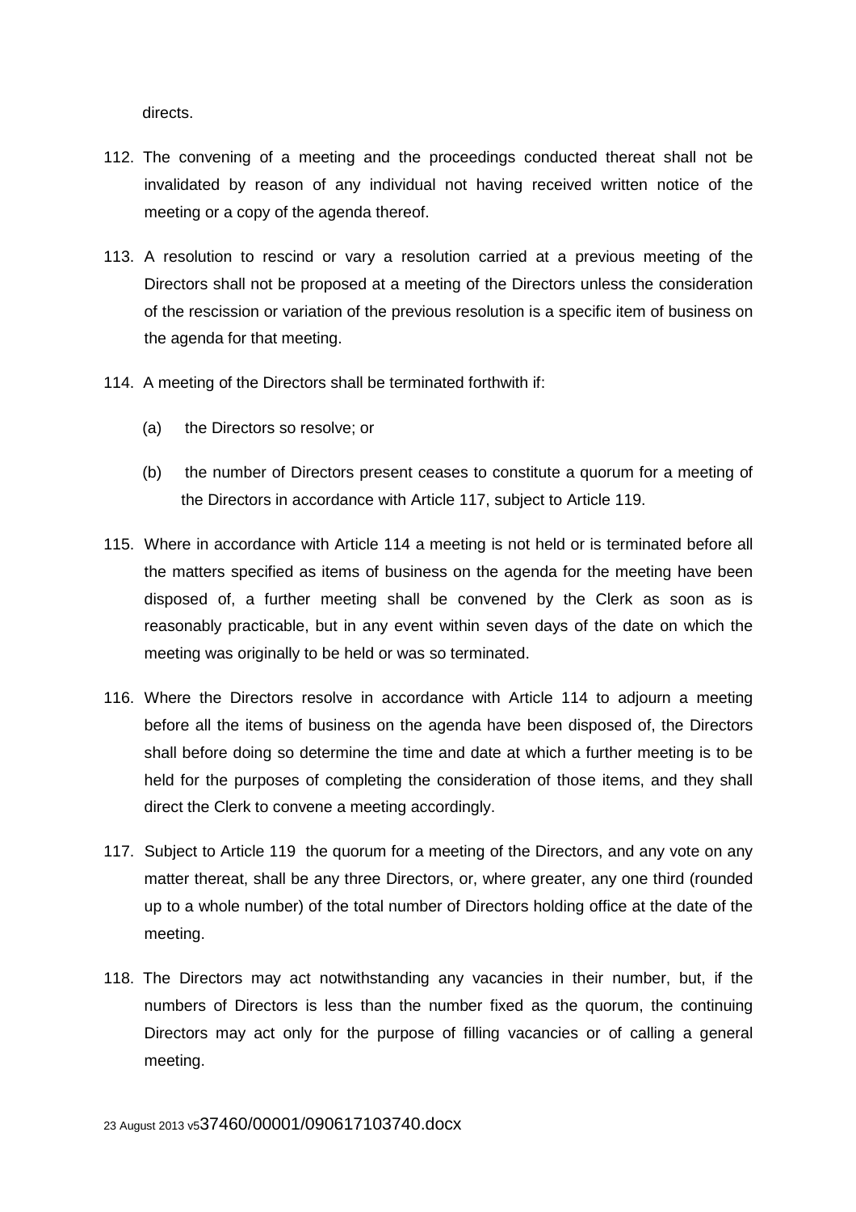directs.

112. The convening of a meeting and the proceedings conducted thereat shall not be invalidated by reason of any individual not having received written notice of the meeting or a copy of the agenda thereof.

113. A resolution to rescind or vary a resolution carried at a previous meeting of the Directors shall not be proposed at a meeting of the Directors unless the consideration of the rescission or variation of the previous resolution is a specific item of business on the agenda for that meeting.

114. A meeting of the Directors shall be terminated forthwith if:

    (a) the Directors so resolve; or

    (b) the number of Directors present ceases to constitute a quorum for a meeting of the Directors in accordance with Article 117, subject to Article 119.

115. Where in accordance with Article 114 a meeting is not held or is terminated before all the matters specified as items of business on the agenda for the meeting have been disposed of, a further meeting shall be convened by the Clerk as soon as is reasonably practicable, but in any event within seven days of the date on which the meeting was originally to be held or was so terminated.

116. Where the Directors resolve in accordance with Article 114 to adjourn a meeting before all the items of business on the agenda have been disposed of, the Directors shall before doing so determine the time and date at which a further meeting is to be held for the purposes of completing the consideration of those items, and they shall direct the Clerk to convene a meeting accordingly.

117. Subject to Article 119 the quorum for a meeting of the Directors, and any vote on any matter thereat, shall be any three Directors, or, where greater, any one third (rounded up to a whole number) of the total number of Directors holding office at the date of the meeting.

118. The Directors may act notwithstanding any vacancies in their number, but, if the numbers of Directors is less than the number fixed as the quorum, the continuing Directors may act only for the purpose of filling vacancies or of calling a general meeting.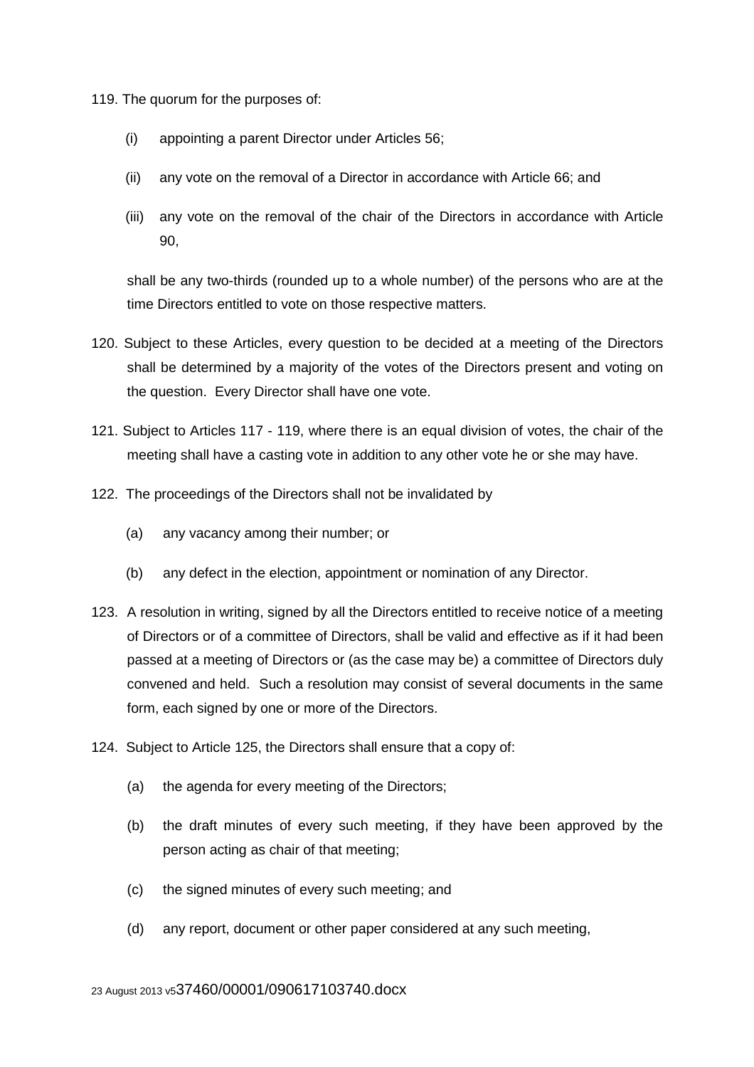119. The quorum for the purposes of:

   (i) appointing a parent Director under Articles 56;

   (ii) any vote on the removal of a Director in accordance with Article 66; and

   (iii) any vote on the removal of the chair of the Directors in accordance with Article 90,

   shall be any two-thirds (rounded up to a whole number) of the persons who are at the time Directors entitled to vote on those respective matters.

120. Subject to these Articles, every question to be decided at a meeting of the Directors shall be determined by a majority of the votes of the Directors present and voting on the question. Every Director shall have one vote.

121. Subject to Articles 117 - 119, where there is an equal division of votes, the chair of the meeting shall have a casting vote in addition to any other vote he or she may have.

122. The proceedings of the Directors shall not be invalidated by

   (a) any vacancy among their number; or

   (b) any defect in the election, appointment or nomination of any Director.

123. A resolution in writing, signed by all the Directors entitled to receive notice of a meeting of Directors or of a committee of Directors, shall be valid and effective as if it had been passed at a meeting of Directors or (as the case may be) a committee of Directors duly convened and held. Such a resolution may consist of several documents in the same form, each signed by one or more of the Directors.

124. Subject to Article 125, the Directors shall ensure that a copy of:

   (a) the agenda for every meeting of the Directors;

   (b) the draft minutes of every such meeting, if they have been approved by the person acting as chair of that meeting;

   (c) the signed minutes of every such meeting; and

   (d) any report, document or other paper considered at any such meeting,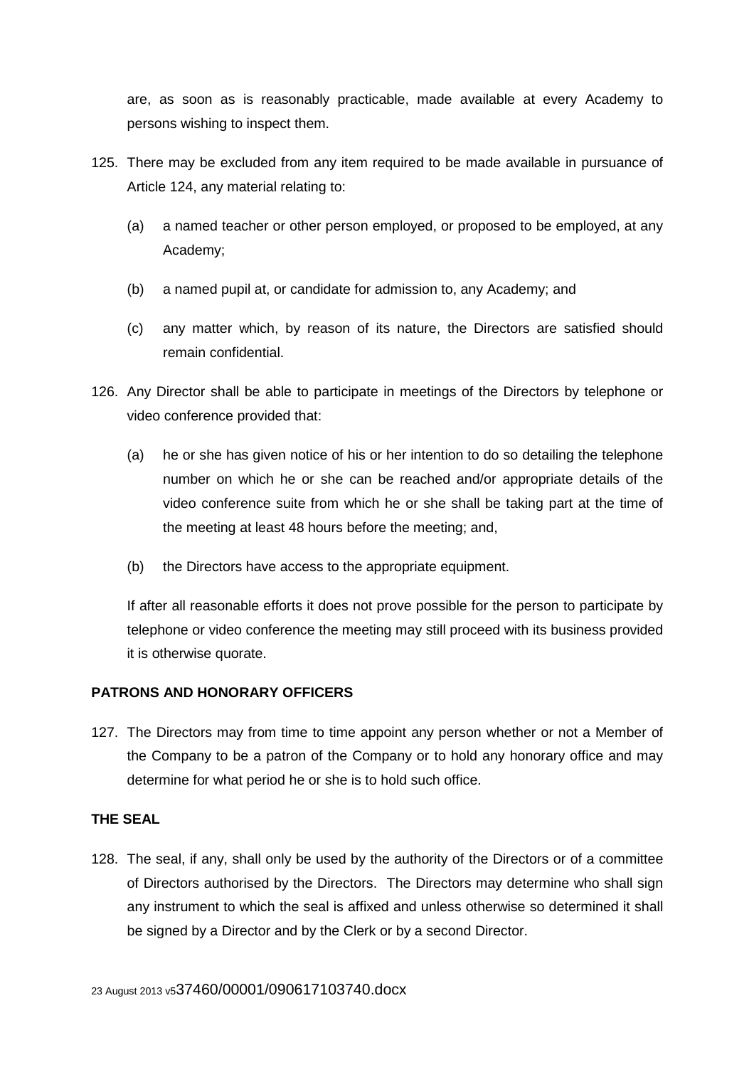are, as soon as is reasonably practicable, made available at every Academy to persons wishing to inspect them.

125. There may be excluded from any item required to be made available in pursuance of Article 124, any material relating to:

    (a) a named teacher or other person employed, or proposed to be employed, at any Academy;

    (b) a named pupil at, or candidate for admission to, any Academy; and

    (c) any matter which, by reason of its nature, the Directors are satisfied should remain confidential.

126. Any Director shall be able to participate in meetings of the Directors by telephone or video conference provided that:

    (a) he or she has given notice of his or her intention to do so detailing the telephone number on which he or she can be reached and/or appropriate details of the video conference suite from which he or she shall be taking part at the time of the meeting at least 48 hours before the meeting; and,

    (b) the Directors have access to the appropriate equipment.

    If after all reasonable efforts it does not prove possible for the person to participate by telephone or video conference the meeting may still proceed with its business provided it is otherwise quorate.

**PATRONS AND HONORARY OFFICERS**

127. The Directors may from time to time appoint any person whether or not a Member of the Company to be a patron of the Company or to hold any honorary office and may determine for what period he or she is to hold such office.

**THE SEAL**

128. The seal, if any, shall only be used by the authority of the Directors or of a committee of Directors authorised by the Directors. The Directors may determine who shall sign any instrument to which the seal is affixed and unless otherwise so determined it shall be signed by a Director and by the Clerk or by a second Director.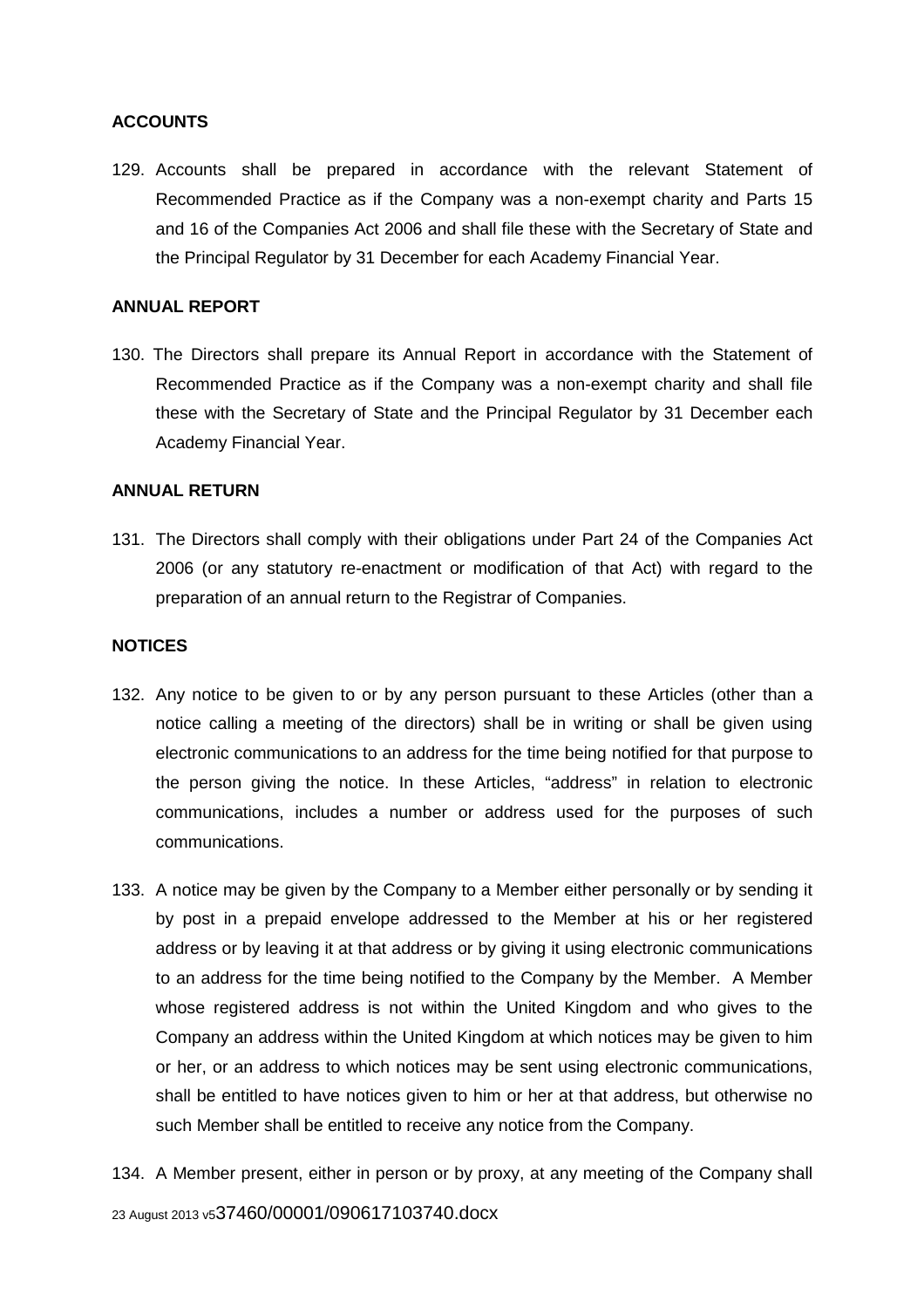## ACCOUNTS

129. Accounts shall be prepared in accordance with the relevant Statement of Recommended Practice as if the Company was a non-exempt charity and Parts 15 and 16 of the Companies Act 2006 and shall file these with the Secretary of State and the Principal Regulator by 31 December for each Academy Financial Year.

## ANNUAL REPORT

130. The Directors shall prepare its Annual Report in accordance with the Statement of Recommended Practice as if the Company was a non-exempt charity and shall file these with the Secretary of State and the Principal Regulator by 31 December each Academy Financial Year.

## ANNUAL RETURN

131. The Directors shall comply with their obligations under Part 24 of the Companies Act 2006 (or any statutory re-enactment or modification of that Act) with regard to the preparation of an annual return to the Registrar of Companies.

## NOTICES

132. Any notice to be given to or by any person pursuant to these Articles (other than a notice calling a meeting of the directors) shall be in writing or shall be given using electronic communications to an address for the time being notified for that purpose to the person giving the notice. In these Articles, "address" in relation to electronic communications, includes a number or address used for the purposes of such communications.

133. A notice may be given by the Company to a Member either personally or by sending it by post in a prepaid envelope addressed to the Member at his or her registered address or by leaving it at that address or by giving it using electronic communications to an address for the time being notified to the Company by the Member. A Member whose registered address is not within the United Kingdom and who gives to the Company an address within the United Kingdom at which notices may be given to him or her, or an address to which notices may be sent using electronic communications, shall be entitled to have notices given to him or her at that address, but otherwise no such Member shall be entitled to receive any notice from the Company.

134. A Member present, either in person or by proxy, at any meeting of the Company shall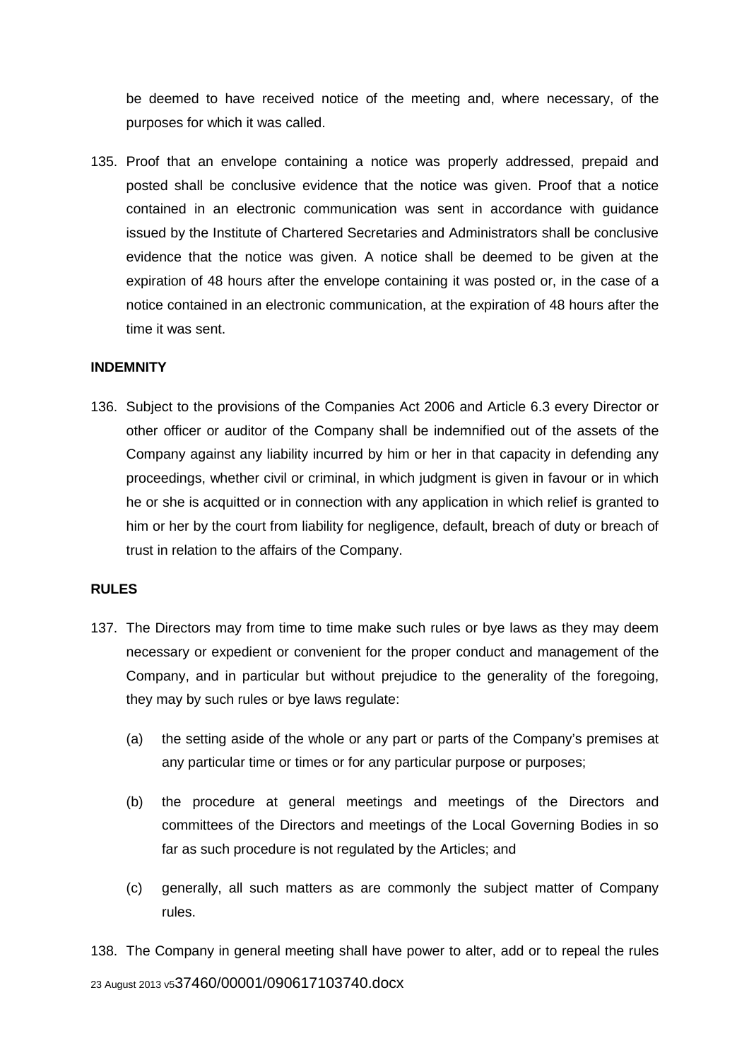be deemed to have received notice of the meeting and, where necessary, of the purposes for which it was called.

135. Proof that an envelope containing a notice was properly addressed, prepaid and posted shall be conclusive evidence that the notice was given. Proof that a notice contained in an electronic communication was sent in accordance with guidance issued by the Institute of Chartered Secretaries and Administrators shall be conclusive evidence that the notice was given. A notice shall be deemed to be given at the expiration of 48 hours after the envelope containing it was posted or, in the case of a notice contained in an electronic communication, at the expiration of 48 hours after the time it was sent.

**INDEMNITY**

136. Subject to the provisions of the Companies Act 2006 and Article 6.3 every Director or other officer or auditor of the Company shall be indemnified out of the assets of the Company against any liability incurred by him or her in that capacity in defending any proceedings, whether civil or criminal, in which judgment is given in favour or in which he or she is acquitted or in connection with any application in which relief is granted to him or her by the court from liability for negligence, default, breach of duty or breach of trust in relation to the affairs of the Company.

**RULES**

137. The Directors may from time to time make such rules or bye laws as they may deem necessary or expedient or convenient for the proper conduct and management of the Company, and in particular but without prejudice to the generality of the foregoing, they may by such rules or bye laws regulate:

    (a) the setting aside of the whole or any part or parts of the Company's premises at any particular time or times or for any particular purpose or purposes;

    (b) the procedure at general meetings and meetings of the Directors and committees of the Directors and meetings of the Local Governing Bodies in so far as such procedure is not regulated by the Articles; and

    (c) generally, all such matters as are commonly the subject matter of Company rules.

138. The Company in general meeting shall have power to alter, add or to repeal the rules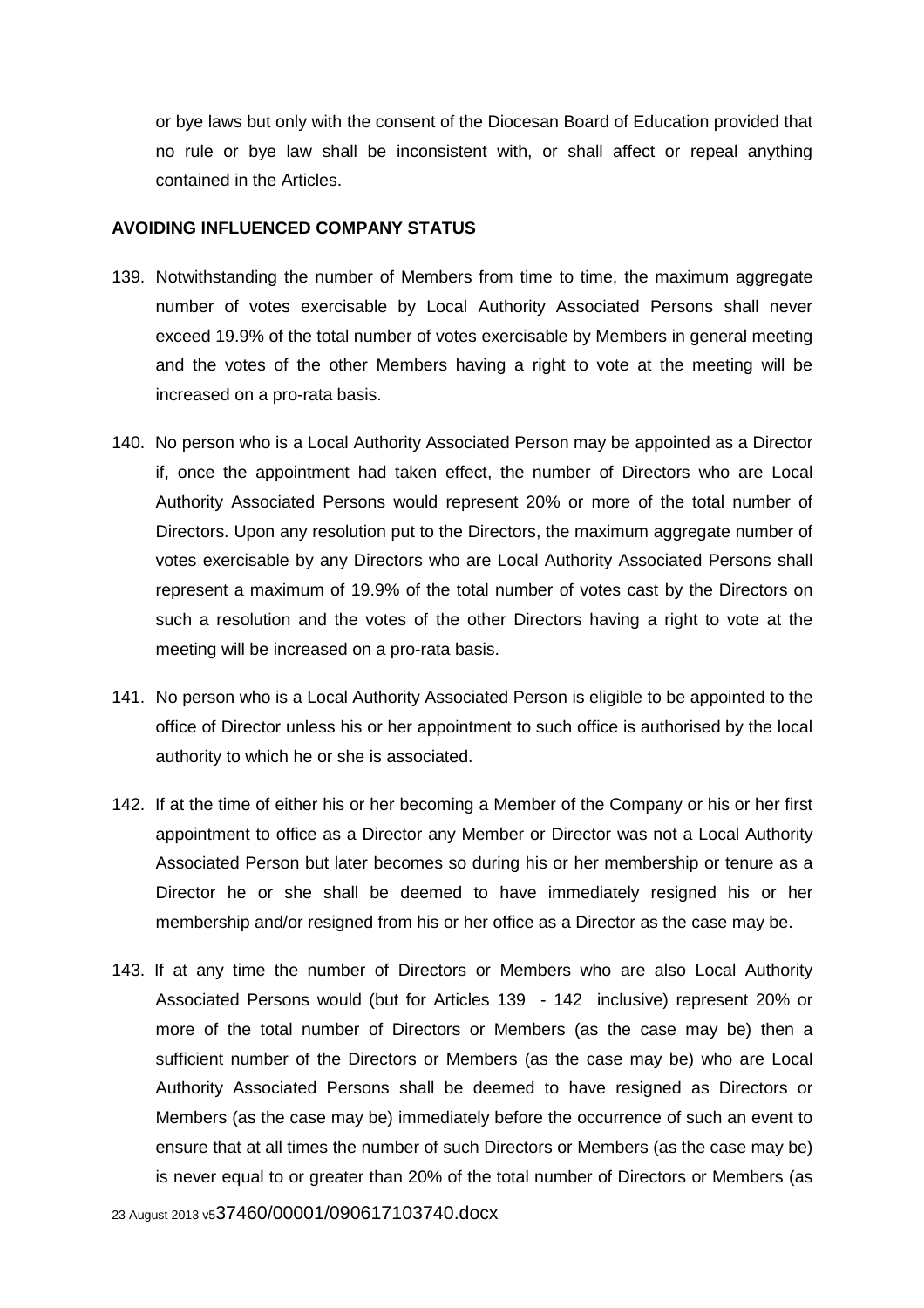or bye laws but only with the consent of the Diocesan Board of Education provided that no rule or bye law shall be inconsistent with, or shall affect or repeal anything contained in the Articles.

**AVOIDING INFLUENCED COMPANY STATUS**

139. Notwithstanding the number of Members from time to time, the maximum aggregate number of votes exercisable by Local Authority Associated Persons shall never exceed 19.9% of the total number of votes exercisable by Members in general meeting and the votes of the other Members having a right to vote at the meeting will be increased on a pro-rata basis.

140. No person who is a Local Authority Associated Person may be appointed as a Director if, once the appointment had taken effect, the number of Directors who are Local Authority Associated Persons would represent 20% or more of the total number of Directors. Upon any resolution put to the Directors, the maximum aggregate number of votes exercisable by any Directors who are Local Authority Associated Persons shall represent a maximum of 19.9% of the total number of votes cast by the Directors on such a resolution and the votes of the other Directors having a right to vote at the meeting will be increased on a pro-rata basis.

141. No person who is a Local Authority Associated Person is eligible to be appointed to the office of Director unless his or her appointment to such office is authorised by the local authority to which he or she is associated.

142. If at the time of either his or her becoming a Member of the Company or his or her first appointment to office as a Director any Member or Director was not a Local Authority Associated Person but later becomes so during his or her membership or tenure as a Director he or she shall be deemed to have immediately resigned his or her membership and/or resigned from his or her office as a Director as the case may be.

143. If at any time the number of Directors or Members who are also Local Authority Associated Persons would (but for Articles 139 - 142 inclusive) represent 20% or more of the total number of Directors or Members (as the case may be) then a sufficient number of the Directors or Members (as the case may be) who are Local Authority Associated Persons shall be deemed to have resigned as Directors or Members (as the case may be) immediately before the occurrence of such an event to ensure that at all times the number of such Directors or Members (as the case may be) is never equal to or greater than 20% of the total number of Directors or Members (as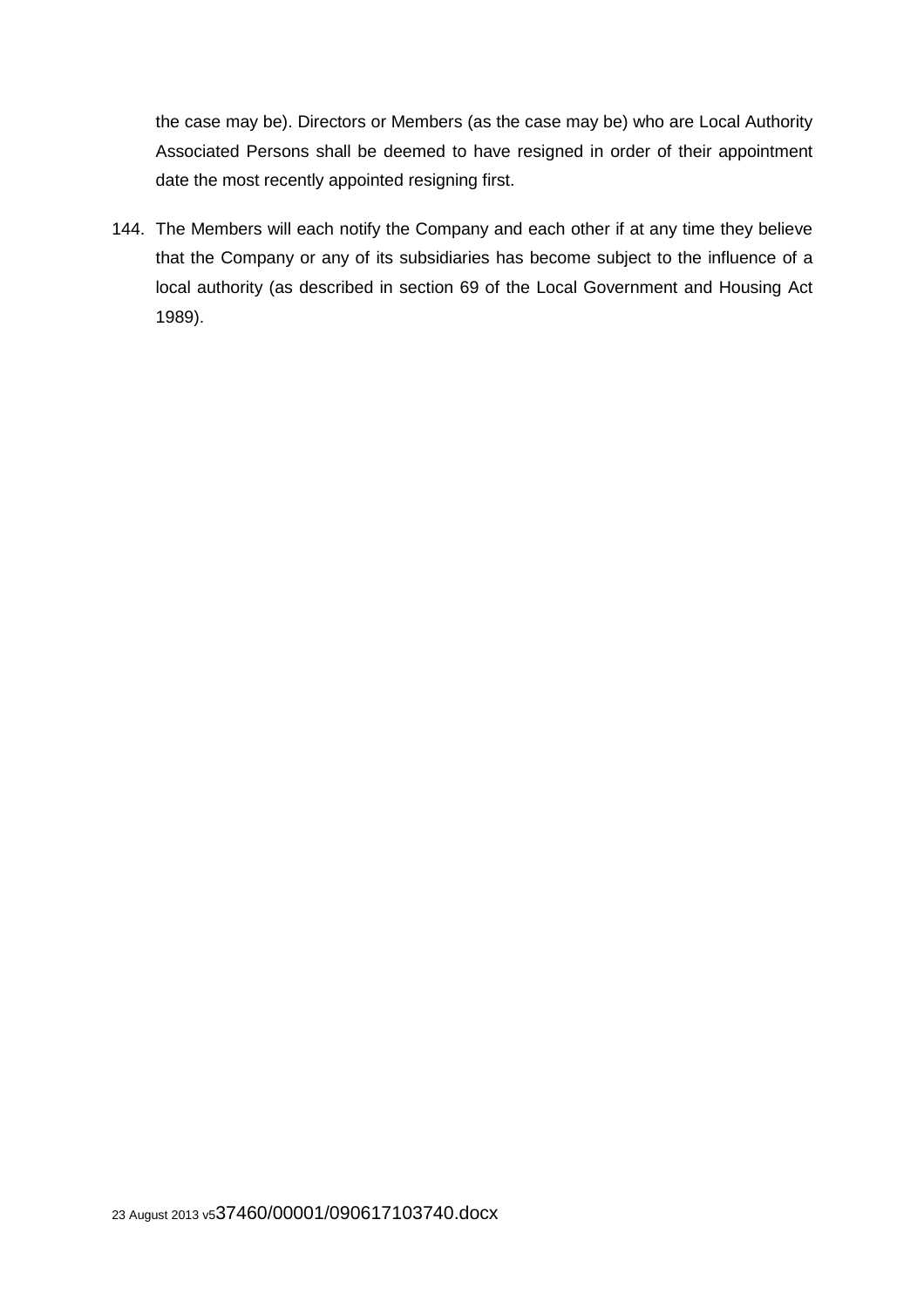the case may be). Directors or Members (as the case may be) who are Local Authority Associated Persons shall be deemed to have resigned in order of their appointment date the most recently appointed resigning first.

144. The Members will each notify the Company and each other if at any time they believe that the Company or any of its subsidiaries has become subject to the influence of a local authority (as described in section 69 of the Local Government and Housing Act 1989).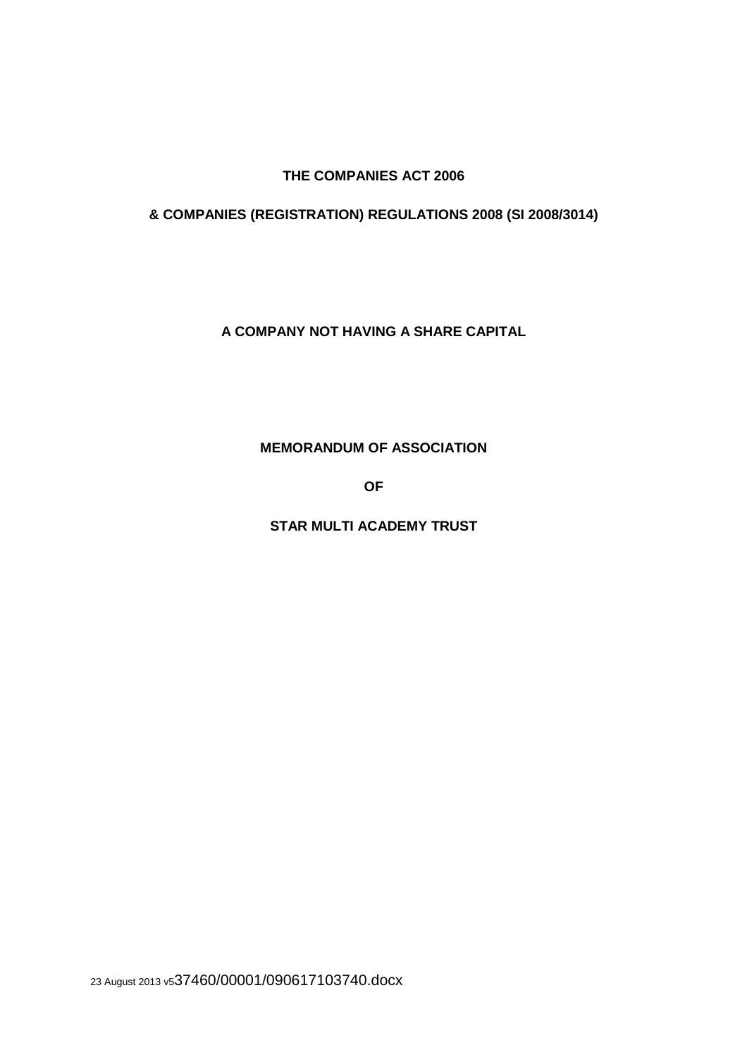**THE COMPANIES ACT 2006**

**& COMPANIES (REGISTRATION) REGULATIONS 2008 (SI 2008/3014)**

**A COMPANY NOT HAVING A SHARE CAPITAL**

**MEMORANDUM OF ASSOCIATION**

**OF**

**STAR MULTI ACADEMY TRUST**

23 August 2013 v537460/00001/090617103740.docx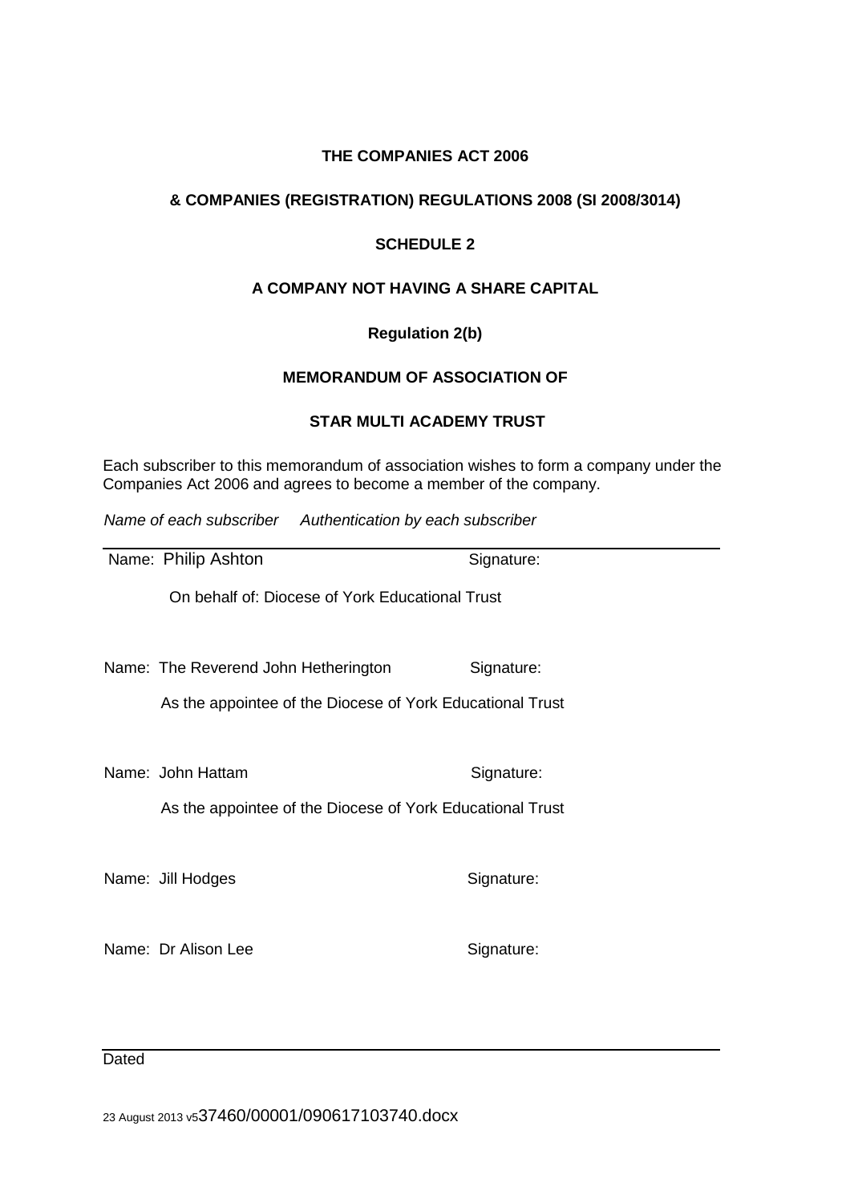**THE COMPANIES ACT 2006**

**& COMPANIES (REGISTRATION) REGULATIONS 2008 (SI 2008/3014)**

**SCHEDULE 2**

**A COMPANY NOT HAVING A SHARE CAPITAL**

**Regulation 2(b)**

**MEMORANDUM OF ASSOCIATION OF**

**STAR MULTI ACADEMY TRUST**

Each subscriber to this memorandum of association wishes to form a company under the Companies Act 2006 and agrees to become a member of the company.

*Name of each subscriber* *Authentication by each subscriber*

Name: Philip Ashton Signature:

On behalf of: Diocese of York Educational Trust

Name: The Reverend John Hetherington Signature:

As the appointee of the Diocese of York Educational Trust

Name: John Hattam Signature:

As the appointee of the Diocese of York Educational Trust

Name: Jill Hodges Signature:

Name: Dr Alison Lee Signature:

Dated

23 August 2013 v537460/00001/090617103740.docx